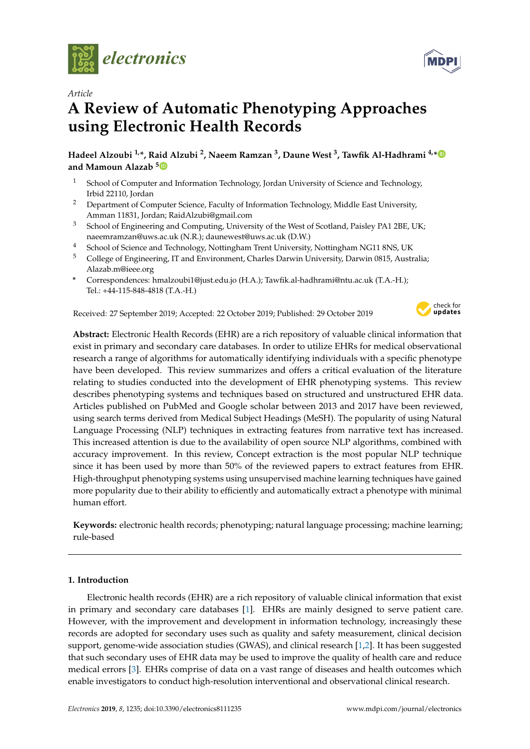*Article*

# A Review of Automatic Phenotyping Approaches using Electronic Health Records

**Hadeel Alzoubi [1,*], Raid Alzubi [2], Naeem Ramzan [3], Daune West [3], Tawfik Al-Hadhrami [4,*] and Mamoun Alazab [5]**

1. School of Computer and Information Technology, Jordan University of Science and Technology, Irbid 22110, Jordan
2. Department of Computer Science, Faculty of Information Technology, Middle East University, Amman 11831, Jordan; RaidAlzubi@gmail.com
3. School of Engineering and Computing, University of the West of Scotland, Paisley PA1 2BE, UK; naeemramzan@uws.ac.uk (N.R.); daunewest@uws.ac.uk (D.W.)
4. School of Science and Technology, Nottingham Trent University, Nottingham NG11 8NS, UK
5. College of Engineering, IT and Environment, Charles Darwin University, Darwin 0815, Australia; Alazab.m@ieee.org

\* Correspondences: hmalzoubi1@just.edu.jo (H.A.); Tawfik.al-hadhrami@ntu.ac.uk (T.A.-H.); Tel.: +44-115-848-4818 (T.A.-H.)

Received: 27 September 2019; Accepted: 22 October 2019; Published: 29 October 2019

**Abstract:** Electronic Health Records (EHR) are a rich repository of valuable clinical information that exist in primary and secondary care databases. In order to utilize EHRs for medical observational research a range of algorithms for automatically identifying individuals with a specific phenotype have been developed. This review summarizes and offers a critical evaluation of the literature relating to studies conducted into the development of EHR phenotyping systems. This review describes phenotyping systems and techniques based on structured and unstructured EHR data. Articles published on PubMed and Google scholar between 2013 and 2017 have been reviewed, using search terms derived from Medical Subject Headings (MeSH). The popularity of using Natural Language Processing (NLP) techniques in extracting features from narrative text has increased. This increased attention is due to the availability of open source NLP algorithms, combined with accuracy improvement. In this review, Concept extraction is the most popular NLP technique since it has been used by more than 50% of the reviewed papers to extract features from EHR. High-throughput phenotyping systems using unsupervised machine learning techniques have gained more popularity due to their ability to efficiently and automatically extract a phenotype with minimal human effort.

**Keywords:** electronic health records; phenotyping; natural language processing; machine learning; rule-based

## 1. Introduction

Electronic health records (EHR) are a rich repository of valuable clinical information that exist in primary and secondary care databases [1]. EHRs are mainly designed to serve patient care. However, with the improvement and development in information technology, increasingly these records are adopted for secondary uses such as quality and safety measurement, clinical decision support, genome-wide association studies (GWAS), and clinical research [1,2]. It has been suggested that such secondary uses of EHR data may be used to improve the quality of health care and reduce medical errors [3]. EHRs comprise of data on a vast range of diseases and health outcomes which enable investigators to conduct high-resolution interventional and observational clinical research.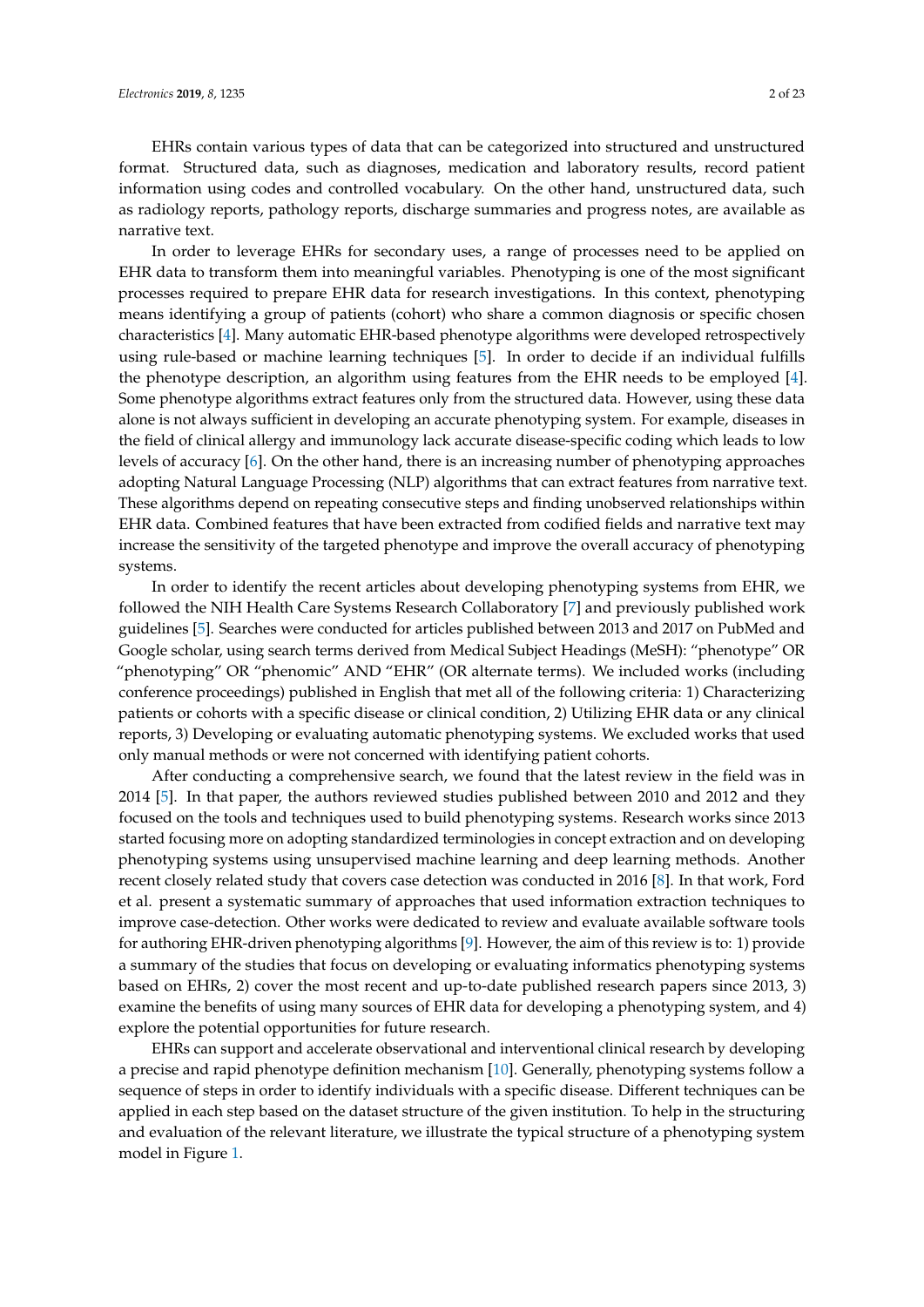EHRs contain various types of data that can be categorized into structured and unstructured format. Structured data, such as diagnoses, medication and laboratory results, record patient information using codes and controlled vocabulary. On the other hand, unstructured data, such as radiology reports, pathology reports, discharge summaries and progress notes, are available as narrative text.

In order to leverage EHRs for secondary uses, a range of processes need to be applied on EHR data to transform them into meaningful variables. Phenotyping is one of the most significant processes required to prepare EHR data for research investigations. In this context, phenotyping means identifying a group of patients (cohort) who share a common diagnosis or specific chosen characteristics [4]. Many automatic EHR-based phenotype algorithms were developed retrospectively using rule-based or machine learning techniques [5]. In order to decide if an individual fulfills the phenotype description, an algorithm using features from the EHR needs to be employed [4]. Some phenotype algorithms extract features only from the structured data. However, using these data alone is not always sufficient in developing an accurate phenotyping system. For example, diseases in the field of clinical allergy and immunology lack accurate disease-specific coding which leads to low levels of accuracy [6]. On the other hand, there is an increasing number of phenotyping approaches adopting Natural Language Processing (NLP) algorithms that can extract features from narrative text. These algorithms depend on repeating consecutive steps and finding unobserved relationships within EHR data. Combined features that have been extracted from codified fields and narrative text may increase the sensitivity of the targeted phenotype and improve the overall accuracy of phenotyping systems.

In order to identify the recent articles about developing phenotyping systems from EHR, we followed the NIH Health Care Systems Research Collaboratory [7] and previously published work guidelines [5]. Searches were conducted for articles published between 2013 and 2017 on PubMed and Google scholar, using search terms derived from Medical Subject Headings (MeSH): "phenotype" OR "phenotyping" OR "phenomic" AND "EHR" (OR alternate terms). We included works (including conference proceedings) published in English that met all of the following criteria: 1) Characterizing patients or cohorts with a specific disease or clinical condition, 2) Utilizing EHR data or any clinical reports, 3) Developing or evaluating automatic phenotyping systems. We excluded works that used only manual methods or were not concerned with identifying patient cohorts.

After conducting a comprehensive search, we found that the latest review in the field was in 2014 [5]. In that paper, the authors reviewed studies published between 2010 and 2012 and they focused on the tools and techniques used to build phenotyping systems. Research works since 2013 started focusing more on adopting standardized terminologies in concept extraction and on developing phenotyping systems using unsupervised machine learning and deep learning methods. Another recent closely related study that covers case detection was conducted in 2016 [8]. In that work, Ford et al. present a systematic summary of approaches that used information extraction techniques to improve case-detection. Other works were dedicated to review and evaluate available software tools for authoring EHR-driven phenotyping algorithms [9]. However, the aim of this review is to: 1) provide a summary of the studies that focus on developing or evaluating informatics phenotyping systems based on EHRs, 2) cover the most recent and up-to-date published research papers since 2013, 3) examine the benefits of using many sources of EHR data for developing a phenotyping system, and 4) explore the potential opportunities for future research.

EHRs can support and accelerate observational and interventional clinical research by developing a precise and rapid phenotype definition mechanism [10]. Generally, phenotyping systems follow a sequence of steps in order to identify individuals with a specific disease. Different techniques can be applied in each step based on the dataset structure of the given institution. To help in the structuring and evaluation of the relevant literature, we illustrate the typical structure of a phenotyping system model in Figure 1.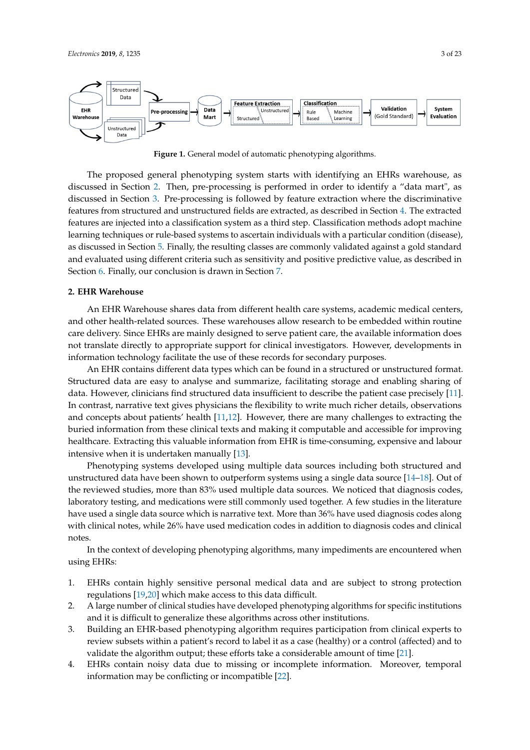Figure 1. General model of automatic phenotyping algorithms.

The proposed general phenotyping system starts with identifying an EHRs warehouse, as discussed in Section 2. Then, pre-processing is performed in order to identify a "data mart", as discussed in Section 3. Pre-processing is followed by feature extraction where the discriminative features from structured and unstructured fields are extracted, as described in Section 4. The extracted features are injected into a classification system as a third step. Classification methods adopt machine learning techniques or rule-based systems to ascertain individuals with a particular condition (disease), as discussed in Section 5. Finally, the resulting classes are commonly validated against a gold standard and evaluated using different criteria such as sensitivity and positive predictive value, as described in Section 6. Finally, our conclusion is drawn in Section 7.

## 2. EHR Warehouse

An EHR Warehouse shares data from different health care systems, academic medical centers, and other health-related sources. These warehouses allow research to be embedded within routine care delivery. Since EHRs are mainly designed to serve patient care, the available information does not translate directly to appropriate support for clinical investigators. However, developments in information technology facilitate the use of these records for secondary purposes.

An EHR contains different data types which can be found in a structured or unstructured format. Structured data are easy to analyse and summarize, facilitating storage and enabling sharing of data. However, clinicians find structured data insufficient to describe the patient case precisely [11]. In contrast, narrative text gives physicians the flexibility to write much richer details, observations and concepts about patients' health [11,12]. However, there are many challenges to extracting the buried information from these clinical texts and making it computable and accessible for improving healthcare. Extracting this valuable information from EHR is time-consuming, expensive and labour intensive when it is undertaken manually [13].

Phenotyping systems developed using multiple data sources including both structured and unstructured data have been shown to outperform systems using a single data source [14–18]. Out of the reviewed studies, more than 83% used multiple data sources. We noticed that diagnosis codes, laboratory testing, and medications were still commonly used together. A few studies in the literature have used a single data source which is narrative text. More than 36% have used diagnosis codes along with clinical notes, while 26% have used medication codes in addition to diagnosis codes and clinical notes.

In the context of developing phenotyping algorithms, many impediments are encountered when using EHRs:

1. EHRs contain highly sensitive personal medical data and are subject to strong protection regulations [19,20] which make access to this data difficult.
2. A large number of clinical studies have developed phenotyping algorithms for specific institutions and it is difficult to generalize these algorithms across other institutions.
3. Building an EHR-based phenotyping algorithm requires participation from clinical experts to review subsets within a patient's record to label it as a case (healthy) or a control (affected) and to validate the algorithm output; these efforts take a considerable amount of time [21].
4. EHRs contain noisy data due to missing or incomplete information. Moreover, temporal information may be conflicting or incompatible [22].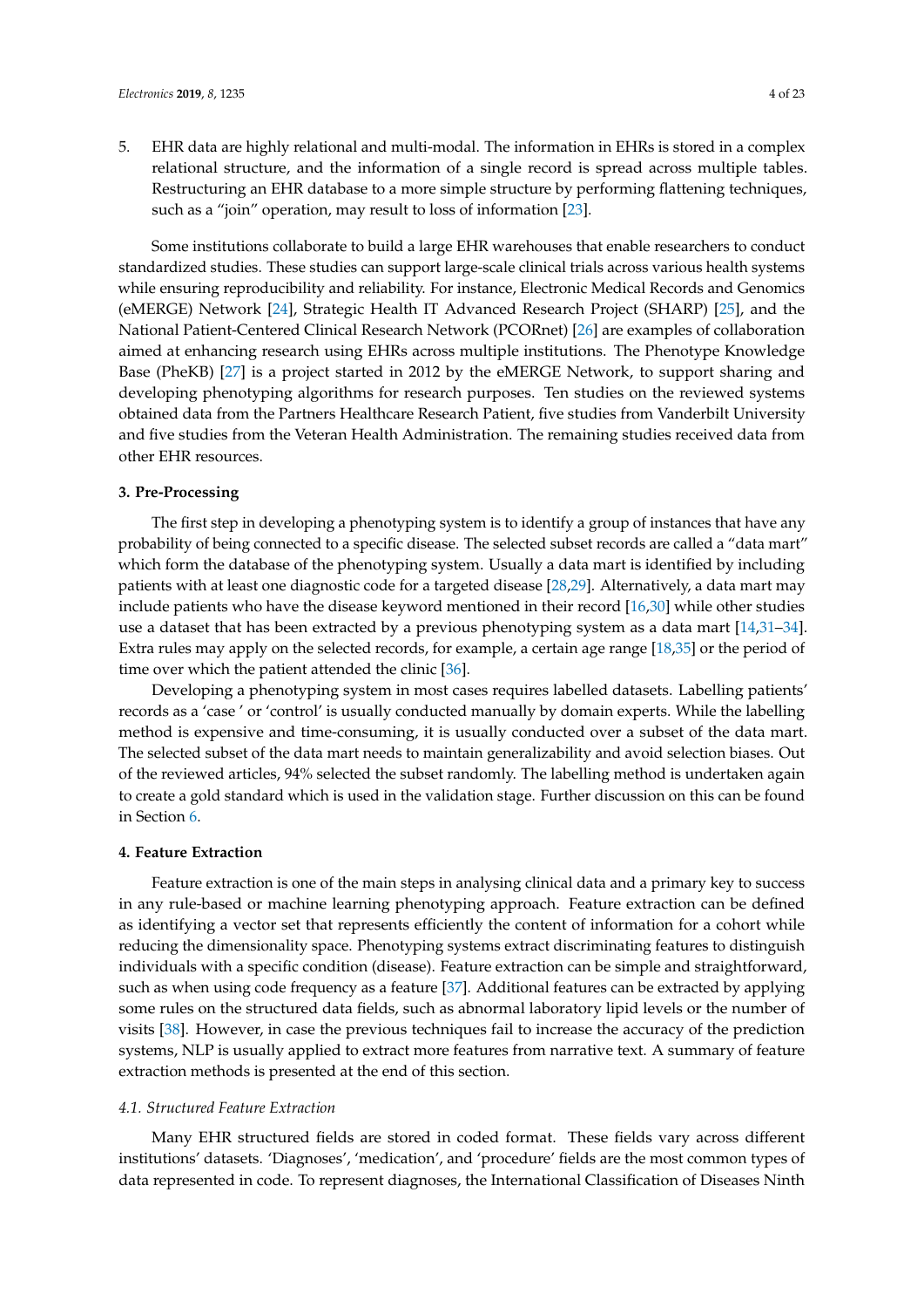5. EHR data are highly relational and multi-modal. The information in EHRs is stored in a complex relational structure, and the information of a single record is spread across multiple tables. Restructuring an EHR database to a more simple structure by performing flattening techniques, such as a "join" operation, may result to loss of information [23].

Some institutions collaborate to build a large EHR warehouses that enable researchers to conduct standardized studies. These studies can support large-scale clinical trials across various health systems while ensuring reproducibility and reliability. For instance, Electronic Medical Records and Genomics (eMERGE) Network [24], Strategic Health IT Advanced Research Project (SHARP) [25], and the National Patient-Centered Clinical Research Network (PCORnet) [26] are examples of collaboration aimed at enhancing research using EHRs across multiple institutions. The Phenotype Knowledge Base (PheKB) [27] is a project started in 2012 by the eMERGE Network, to support sharing and developing phenotyping algorithms for research purposes. Ten studies on the reviewed systems obtained data from the Partners Healthcare Research Patient, five studies from Vanderbilt University and five studies from the Veteran Health Administration. The remaining studies received data from other EHR resources.

## 3. Pre-Processing

The first step in developing a phenotyping system is to identify a group of instances that have any probability of being connected to a specific disease. The selected subset records are called a "data mart" which form the database of the phenotyping system. Usually a data mart is identified by including patients with at least one diagnostic code for a targeted disease [28,29]. Alternatively, a data mart may include patients who have the disease keyword mentioned in their record [16,30] while other studies use a dataset that has been extracted by a previous phenotyping system as a data mart [14,31–34]. Extra rules may apply on the selected records, for example, a certain age range [18,35] or the period of time over which the patient attended the clinic [36].

Developing a phenotyping system in most cases requires labelled datasets. Labelling patients' records as a 'case ' or 'control' is usually conducted manually by domain experts. While the labelling method is expensive and time-consuming, it is usually conducted over a subset of the data mart. The selected subset of the data mart needs to maintain generalizability and avoid selection biases. Out of the reviewed articles, 94% selected the subset randomly. The labelling method is undertaken again to create a gold standard which is used in the validation stage. Further discussion on this can be found in Section 6.

## 4. Feature Extraction

Feature extraction is one of the main steps in analysing clinical data and a primary key to success in any rule-based or machine learning phenotyping approach. Feature extraction can be defined as identifying a vector set that represents efficiently the content of information for a cohort while reducing the dimensionality space. Phenotyping systems extract discriminating features to distinguish individuals with a specific condition (disease). Feature extraction can be simple and straightforward, such as when using code frequency as a feature [37]. Additional features can be extracted by applying some rules on the structured data fields, such as abnormal laboratory lipid levels or the number of visits [38]. However, in case the previous techniques fail to increase the accuracy of the prediction systems, NLP is usually applied to extract more features from narrative text. A summary of feature extraction methods is presented at the end of this section.

### *4.1. Structured Feature Extraction*

Many EHR structured fields are stored in coded format. These fields vary across different institutions' datasets. 'Diagnoses', 'medication', and 'procedure' fields are the most common types of data represented in code. To represent diagnoses, the International Classification of Diseases Ninth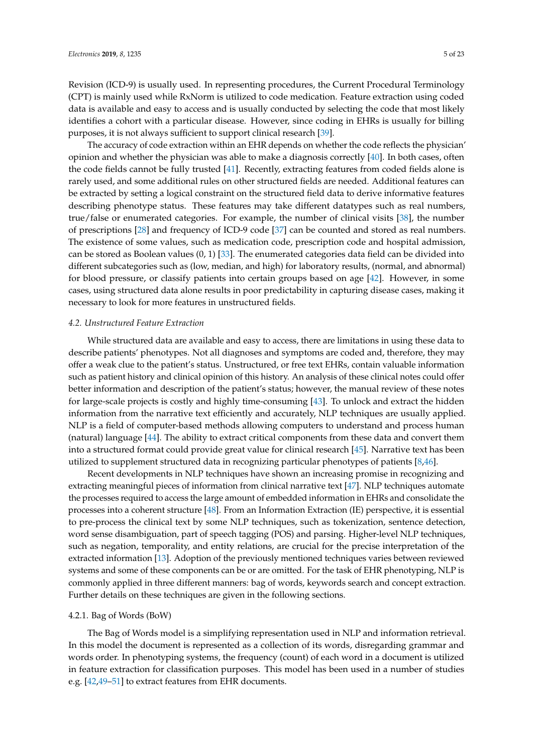Revision (ICD-9) is usually used. In representing procedures, the Current Procedural Terminology (CPT) is mainly used while RxNorm is utilized to code medication. Feature extraction using coded data is available and easy to access and is usually conducted by selecting the code that most likely identifies a cohort with a particular disease. However, since coding in EHRs is usually for billing purposes, it is not always sufficient to support clinical research [39].

The accuracy of code extraction within an EHR depends on whether the code reflects the physician' opinion and whether the physician was able to make a diagnosis correctly [40]. In both cases, often the code fields cannot be fully trusted [41]. Recently, extracting features from coded fields alone is rarely used, and some additional rules on other structured fields are needed. Additional features can be extracted by setting a logical constraint on the structured field data to derive informative features describing phenotype status. These features may take different datatypes such as real numbers, true/false or enumerated categories. For example, the number of clinical visits [38], the number of prescriptions [28] and frequency of ICD-9 code [37] can be counted and stored as real numbers. The existence of some values, such as medication code, prescription code and hospital admission, can be stored as Boolean values (0, 1) [33]. The enumerated categories data field can be divided into different subcategories such as (low, median, and high) for laboratory results, (normal, and abnormal) for blood pressure, or classify patients into certain groups based on age [42]. However, in some cases, using structured data alone results in poor predictability in capturing disease cases, making it necessary to look for more features in unstructured fields.

### 4.2. Unstructured Feature Extraction

While structured data are available and easy to access, there are limitations in using these data to describe patients' phenotypes. Not all diagnoses and symptoms are coded and, therefore, they may offer a weak clue to the patient's status. Unstructured, or free text EHRs, contain valuable information such as patient history and clinical opinion of this history. An analysis of these clinical notes could offer better information and description of the patient's status; however, the manual review of these notes for large-scale projects is costly and highly time-consuming [43]. To unlock and extract the hidden information from the narrative text efficiently and accurately, NLP techniques are usually applied. NLP is a field of computer-based methods allowing computers to understand and process human (natural) language [44]. The ability to extract critical components from these data and convert them into a structured format could provide great value for clinical research [45]. Narrative text has been utilized to supplement structured data in recognizing particular phenotypes of patients [8,46].

Recent developments in NLP techniques have shown an increasing promise in recognizing and extracting meaningful pieces of information from clinical narrative text [47]. NLP techniques automate the processes required to access the large amount of embedded information in EHRs and consolidate the processes into a coherent structure [48]. From an Information Extraction (IE) perspective, it is essential to pre-process the clinical text by some NLP techniques, such as tokenization, sentence detection, word sense disambiguation, part of speech tagging (POS) and parsing. Higher-level NLP techniques, such as negation, temporality, and entity relations, are crucial for the precise interpretation of the extracted information [13]. Adoption of the previously mentioned techniques varies between reviewed systems and some of these components can be or are omitted. For the task of EHR phenotyping, NLP is commonly applied in three different manners: bag of words, keywords search and concept extraction. Further details on these techniques are given in the following sections.

#### 4.2.1. Bag of Words (BoW)

The Bag of Words model is a simplifying representation used in NLP and information retrieval. In this model the document is represented as a collection of its words, disregarding grammar and words order. In phenotyping systems, the frequency (count) of each word in a document is utilized in feature extraction for classification purposes. This model has been used in a number of studies e.g. [42,49–51] to extract features from EHR documents.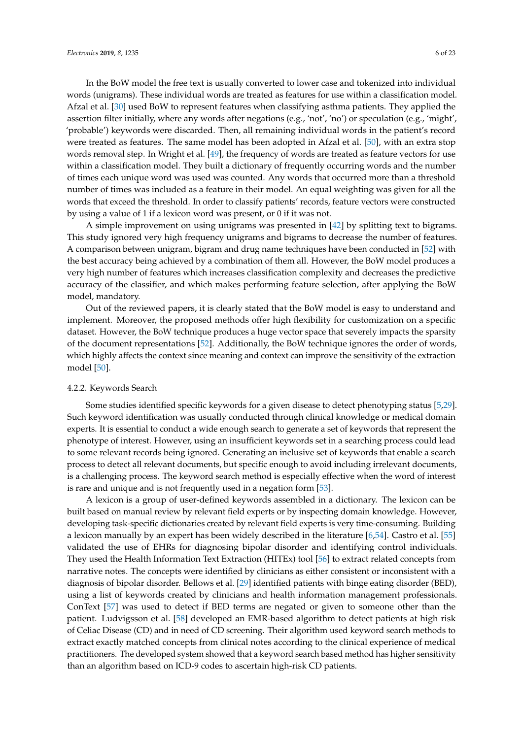In the BoW model the free text is usually converted to lower case and tokenized into individual words (unigrams). These individual words are treated as features for use within a classification model. Afzal et al. [30] used BoW to represent features when classifying asthma patients. They applied the assertion filter initially, where any words after negations (e.g., 'not', 'no') or speculation (e.g., 'might', 'probable') keywords were discarded. Then, all remaining individual words in the patient's record were treated as features. The same model has been adopted in Afzal et al. [50], with an extra stop words removal step. In Wright et al. [49], the frequency of words are treated as feature vectors for use within a classification model. They built a dictionary of frequently occurring words and the number of times each unique word was used was counted. Any words that occurred more than a threshold number of times was included as a feature in their model. An equal weighting was given for all the words that exceed the threshold. In order to classify patients' records, feature vectors were constructed by using a value of 1 if a lexicon word was present, or 0 if it was not.

A simple improvement on using unigrams was presented in [42] by splitting text to bigrams. This study ignored very high frequency unigrams and bigrams to decrease the number of features. A comparison between unigram, bigram and drug name techniques have been conducted in [52] with the best accuracy being achieved by a combination of them all. However, the BoW model produces a very high number of features which increases classification complexity and decreases the predictive accuracy of the classifier, and which makes performing feature selection, after applying the BoW model, mandatory.

Out of the reviewed papers, it is clearly stated that the BoW model is easy to understand and implement. Moreover, the proposed methods offer high flexibility for customization on a specific dataset. However, the BoW technique produces a huge vector space that severely impacts the sparsity of the document representations [52]. Additionally, the BoW technique ignores the order of words, which highly affects the context since meaning and context can improve the sensitivity of the extraction model [50].

#### 4.2.2. Keywords Search

Some studies identified specific keywords for a given disease to detect phenotyping status [5,29]. Such keyword identification was usually conducted through clinical knowledge or medical domain experts. It is essential to conduct a wide enough search to generate a set of keywords that represent the phenotype of interest. However, using an insufficient keywords set in a searching process could lead to some relevant records being ignored. Generating an inclusive set of keywords that enable a search process to detect all relevant documents, but specific enough to avoid including irrelevant documents, is a challenging process. The keyword search method is especially effective when the word of interest is rare and unique and is not frequently used in a negation form [53].

A lexicon is a group of user-defined keywords assembled in a dictionary. The lexicon can be built based on manual review by relevant field experts or by inspecting domain knowledge. However, developing task-specific dictionaries created by relevant field experts is very time-consuming. Building a lexicon manually by an expert has been widely described in the literature [6,54]. Castro et al. [55] validated the use of EHRs for diagnosing bipolar disorder and identifying control individuals. They used the Health Information Text Extraction (HITEx) tool [56] to extract related concepts from narrative notes. The concepts were identified by clinicians as either consistent or inconsistent with a diagnosis of bipolar disorder. Bellows et al. [29] identified patients with binge eating disorder (BED), using a list of keywords created by clinicians and health information management professionals. ConText [57] was used to detect if BED terms are negated or given to someone other than the patient. Ludvigsson et al. [58] developed an EMR-based algorithm to detect patients at high risk of Celiac Disease (CD) and in need of CD screening. Their algorithm used keyword search methods to extract exactly matched concepts from clinical notes according to the clinical experience of medical practitioners. The developed system showed that a keyword search based method has higher sensitivity than an algorithm based on ICD-9 codes to ascertain high-risk CD patients.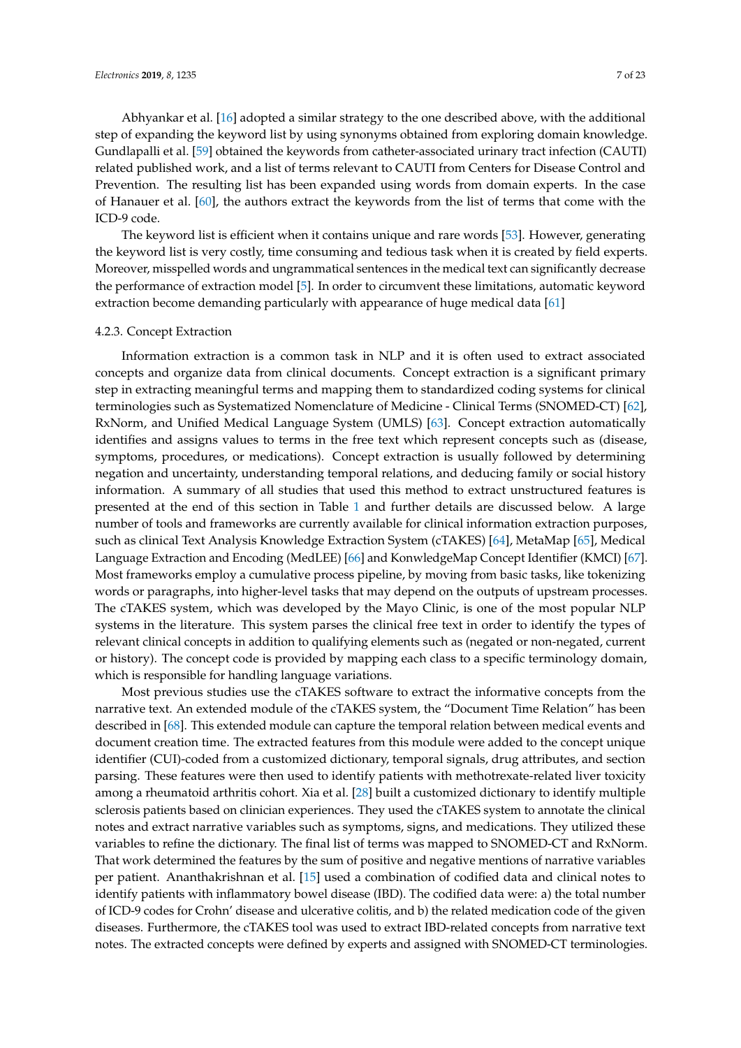Abhyankar et al. [16] adopted a similar strategy to the one described above, with the additional step of expanding the keyword list by using synonyms obtained from exploring domain knowledge. Gundlapalli et al. [59] obtained the keywords from catheter-associated urinary tract infection (CAUTI) related published work, and a list of terms relevant to CAUTI from Centers for Disease Control and Prevention. The resulting list has been expanded using words from domain experts. In the case of Hanauer et al. [60], the authors extract the keywords from the list of terms that come with the ICD-9 code.

The keyword list is efficient when it contains unique and rare words [53]. However, generating the keyword list is very costly, time consuming and tedious task when it is created by field experts. Moreover, misspelled words and ungrammatical sentences in the medical text can significantly decrease the performance of extraction model [5]. In order to circumvent these limitations, automatic keyword extraction become demanding particularly with appearance of huge medical data [61]

#### 4.2.3. Concept Extraction

Information extraction is a common task in NLP and it is often used to extract associated concepts and organize data from clinical documents. Concept extraction is a significant primary step in extracting meaningful terms and mapping them to standardized coding systems for clinical terminologies such as Systematized Nomenclature of Medicine - Clinical Terms (SNOMED-CT) [62], RxNorm, and Unified Medical Language System (UMLS) [63]. Concept extraction automatically identifies and assigns values to terms in the free text which represent concepts such as (disease, symptoms, procedures, or medications). Concept extraction is usually followed by determining negation and uncertainty, understanding temporal relations, and deducing family or social history information. A summary of all studies that used this method to extract unstructured features is presented at the end of this section in Table 1 and further details are discussed below. A large number of tools and frameworks are currently available for clinical information extraction purposes, such as clinical Text Analysis Knowledge Extraction System (cTAKES) [64], MetaMap [65], Medical Language Extraction and Encoding (MedLEE) [66] and KonwledgeMap Concept Identifier (KMCI) [67]. Most frameworks employ a cumulative process pipeline, by moving from basic tasks, like tokenizing words or paragraphs, into higher-level tasks that may depend on the outputs of upstream processes. The cTAKES system, which was developed by the Mayo Clinic, is one of the most popular NLP systems in the literature. This system parses the clinical free text in order to identify the types of relevant clinical concepts in addition to qualifying elements such as (negated or non-negated, current or history). The concept code is provided by mapping each class to a specific terminology domain, which is responsible for handling language variations.

Most previous studies use the cTAKES software to extract the informative concepts from the narrative text. An extended module of the cTAKES system, the "Document Time Relation" has been described in [68]. This extended module can capture the temporal relation between medical events and document creation time. The extracted features from this module were added to the concept unique identifier (CUI)-coded from a customized dictionary, temporal signals, drug attributes, and section parsing. These features were then used to identify patients with methotrexate-related liver toxicity among a rheumatoid arthritis cohort. Xia et al. [28] built a customized dictionary to identify multiple sclerosis patients based on clinician experiences. They used the cTAKES system to annotate the clinical notes and extract narrative variables such as symptoms, signs, and medications. They utilized these variables to refine the dictionary. The final list of terms was mapped to SNOMED-CT and RxNorm. That work determined the features by the sum of positive and negative mentions of narrative variables per patient. Ananthakrishnan et al. [15] used a combination of codified data and clinical notes to identify patients with inflammatory bowel disease (IBD). The codified data were: a) the total number of ICD-9 codes for Crohn' disease and ulcerative colitis, and b) the related medication code of the given diseases. Furthermore, the cTAKES tool was used to extract IBD-related concepts from narrative text notes. The extracted concepts were defined by experts and assigned with SNOMED-CT terminologies.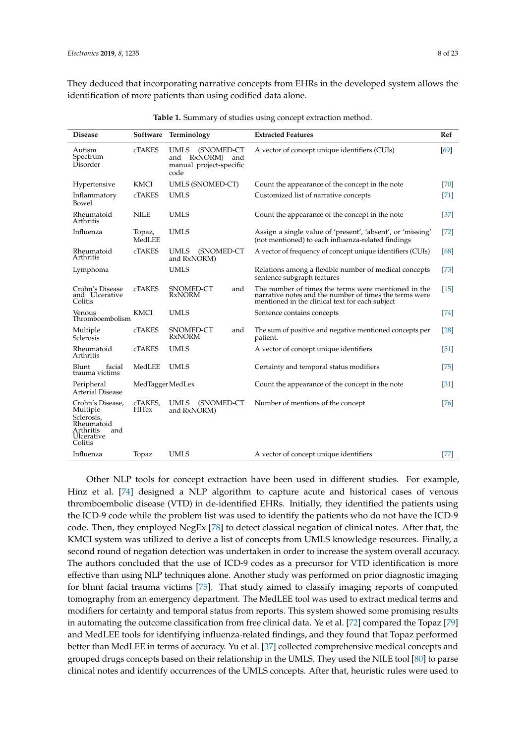They deduced that incorporating narrative concepts from EHRs in the developed system allows the identification of more patients than using codified data alone.

**Table 1.** Summary of studies using concept extraction method.

| Disease | Software | Terminology | Extracted Features | Ref |
|---|---|---|---|---|
| Autism Spectrum Disorder | cTAKES | UMLS (SNOMED-CT and RxNORM) and manual project-specific code | A vector of concept unique identifiers (CUIs) | [69] |
| Hypertensive | KMCI | UMLS (SNOMED-CT) | Count the appearance of the concept in the note | [70] |
| Inflammatory Bowel | cTAKES | UMLS | Customized list of narrative concepts | [71] |
| Rheumatoid Arthritis | NILE | UMLS | Count the appearance of the concept in the note | [37] |
| Influenza | Topaz, MedLEE | UMLS | Assign a single value of 'present', 'absent', or 'missing' (not mentioned) to each influenza-related findings | [72] |
| Rheumatoid Arthritis | cTAKES | UMLS (SNOMED-CT and RxNORM) | A vector of frequency of concept unique identifiers (CUIs) | [68] |
| Lymphoma | | UMLS | Relations among a flexible number of medical concepts sentence subgraph features | [73] |
| Crohn's Disease and Ulcerative Colitis | cTAKES | SNOMED-CT and RxNORM | The number of times the terms were mentioned in the narrative notes and the number of times the terms were mentioned in the clinical text for each subject | [15] |
| Venous Thromboembolism | KMCI | UMLS | Sentence contains concepts | [74] |
| Multiple Sclerosis | cTAKES | SNOMED-CT and RxNORM | The sum of positive and negative mentioned concepts per patient. | [28] |
| Rheumatoid Arthritis | cTAKES | UMLS | A vector of concept unique identifiers | [51] |
| Blunt facial trauma victims | MedLEE | UMLS | Certainty and temporal status modifiers | [75] |
| Peripheral Arterial Disease | MedTagger | MedLex | Count the appearance of the concept in the note | [31] |
| Crohn's Disease, Multiple Sclerosis, Rheumatoid Arthritis and Ulcerative Colitis | cTAKES, HITex | UMLS (SNOMED-CT and RxNORM) | Number of mentions of the concept | [76] |
| Influenza | Topaz | UMLS | A vector of concept unique identifiers | [77] |

Other NLP tools for concept extraction have been used in different studies. For example, Hinz et al. [74] designed a NLP algorithm to capture acute and historical cases of venous thromboembolic disease (VTD) in de-identified EHRs. Initially, they identified the patients using the ICD-9 code while the problem list was used to identify the patients who do not have the ICD-9 code. Then, they employed NegEx [78] to detect classical negation of clinical notes. After that, the KMCI system was utilized to derive a list of concepts from UMLS knowledge resources. Finally, a second round of negation detection was undertaken in order to increase the system overall accuracy. The authors concluded that the use of ICD-9 codes as a precursor for VTD identification is more effective than using NLP techniques alone. Another study was performed on prior diagnostic imaging for blunt facial trauma victims [75]. That study aimed to classify imaging reports of computed tomography from an emergency department. The MedLEE tool was used to extract medical terms and modifiers for certainty and temporal status from reports. This system showed some promising results in automating the outcome classification from free clinical data. Ye et al. [72] compared the Topaz [79] and MedLEE tools for identifying influenza-related findings, and they found that Topaz performed better than MedLEE in terms of accuracy. Yu et al. [37] collected comprehensive medical concepts and grouped drugs concepts based on their relationship in the UMLS. They used the NILE tool [80] to parse clinical notes and identify occurrences of the UMLS concepts. After that, heuristic rules were used to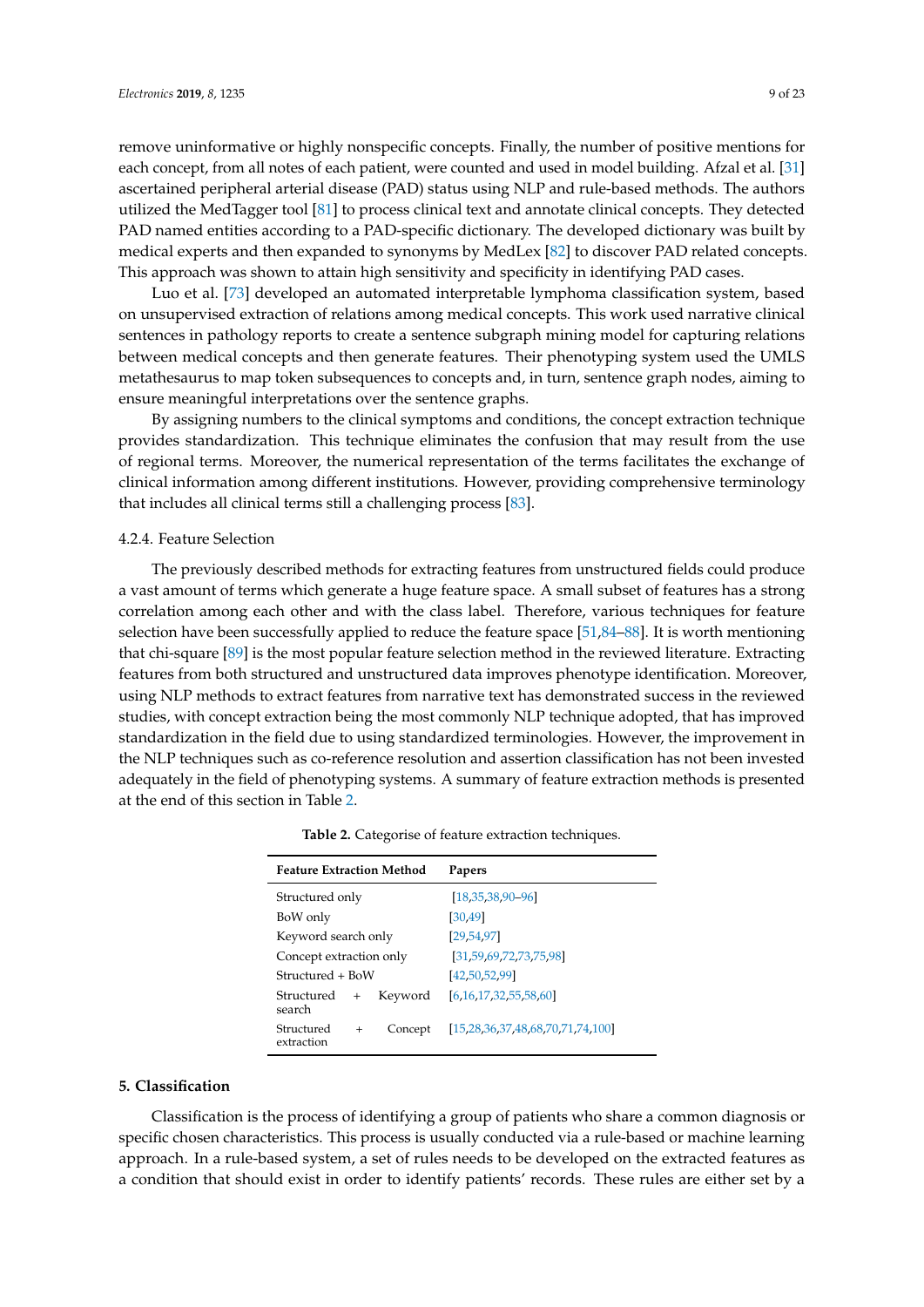remove uninformative or highly nonspecific concepts. Finally, the number of positive mentions for each concept, from all notes of each patient, were counted and used in model building. Afzal et al. [31] ascertained peripheral arterial disease (PAD) status using NLP and rule-based methods. The authors utilized the MedTagger tool [81] to process clinical text and annotate clinical concepts. They detected PAD named entities according to a PAD-specific dictionary. The developed dictionary was built by medical experts and then expanded to synonyms by MedLex [82] to discover PAD related concepts. This approach was shown to attain high sensitivity and specificity in identifying PAD cases.

Luo et al. [73] developed an automated interpretable lymphoma classification system, based on unsupervised extraction of relations among medical concepts. This work used narrative clinical sentences in pathology reports to create a sentence subgraph mining model for capturing relations between medical concepts and then generate features. Their phenotyping system used the UMLS metathesaurus to map token subsequences to concepts and, in turn, sentence graph nodes, aiming to ensure meaningful interpretations over the sentence graphs.

By assigning numbers to the clinical symptoms and conditions, the concept extraction technique provides standardization. This technique eliminates the confusion that may result from the use of regional terms. Moreover, the numerical representation of the terms facilitates the exchange of clinical information among different institutions. However, providing comprehensive terminology that includes all clinical terms still a challenging process [83].

#### 4.2.4. Feature Selection

The previously described methods for extracting features from unstructured fields could produce a vast amount of terms which generate a huge feature space. A small subset of features has a strong correlation among each other and with the class label. Therefore, various techniques for feature selection have been successfully applied to reduce the feature space [51,84–88]. It is worth mentioning that chi-square [89] is the most popular feature selection method in the reviewed literature. Extracting features from both structured and unstructured data improves phenotype identification. Moreover, using NLP methods to extract features from narrative text has demonstrated success in the reviewed studies, with concept extraction being the most commonly NLP technique adopted, that has improved standardization in the field due to using standardized terminologies. However, the improvement in the NLP techniques such as co-reference resolution and assertion classification has not been invested adequately in the field of phenotyping systems. A summary of feature extraction methods is presented at the end of this section in Table 2.

**Table 2.** Categorise of feature extraction techniques.

| Feature Extraction Method | Papers |
|---|---|
| Structured only | [18,35,38,90–96] |
| BoW only | [30,49] |
| Keyword search only | [29,54,97] |
| Concept extraction only | [31,59,69,72,73,75,98] |
| Structured + BoW | [42,50,52,99] |
| Structured + Keyword search | [6,16,17,32,55,58,60] |
| Structured + Concept extraction | [15,28,36,37,48,68,70,71,74,100] |

## 5. Classification

Classification is the process of identifying a group of patients who share a common diagnosis or specific chosen characteristics. This process is usually conducted via a rule-based or machine learning approach. In a rule-based system, a set of rules needs to be developed on the extracted features as a condition that should exist in order to identify patients' records. These rules are either set by a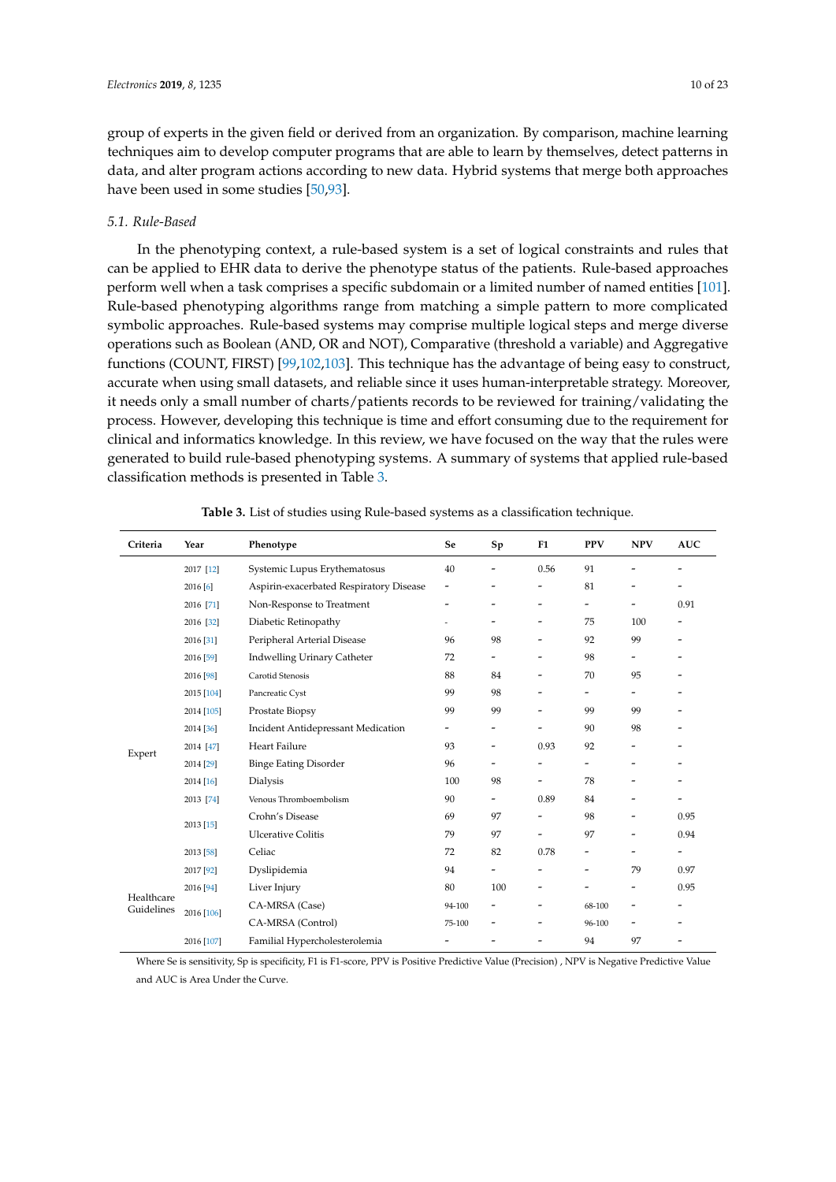group of experts in the given field or derived from an organization. By comparison, machine learning techniques aim to develop computer programs that are able to learn by themselves, detect patterns in data, and alter program actions according to new data. Hybrid systems that merge both approaches have been used in some studies [50,93].

### 5.1. Rule-Based

In the phenotyping context, a rule-based system is a set of logical constraints and rules that can be applied to EHR data to derive the phenotype status of the patients. Rule-based approaches perform well when a task comprises a specific subdomain or a limited number of named entities [101]. Rule-based phenotyping algorithms range from matching a simple pattern to more complicated symbolic approaches. Rule-based systems may comprise multiple logical steps and merge diverse operations such as Boolean (AND, OR and NOT), Comparative (threshold a variable) and Aggregative functions (COUNT, FIRST) [99,102,103]. This technique has the advantage of being easy to construct, accurate when using small datasets, and reliable since it uses human-interpretable strategy. Moreover, it needs only a small number of charts/patients records to be reviewed for training/validating the process. However, developing this technique is time and effort consuming due to the requirement for clinical and informatics knowledge. In this review, we have focused on the way that the rules were generated to build rule-based phenotyping systems. A summary of systems that applied rule-based classification methods is presented in Table 3.

**Table 3.** List of studies using Rule-based systems as a classification technique.

| Criteria | Year | Phenotype | Se | Sp | F1 | PPV | NPV | AUC |
|---|---|---|---|---|---|---|---|---|
| Expert | 2017 [12] | Systemic Lupus Erythematosus | 40 | - | 0.56 | 91 | - | - |
| | 2016 [6] | Aspirin-exacerbated Respiratory Disease | - | - | - | 81 | - | - |
| | 2016 [71] | Non-Response to Treatment | - | - | - | - | - | 0.91 |
| | 2016 [32] | Diabetic Retinopathy | - | - | - | 75 | 100 | - |
| | 2016 [31] | Peripheral Arterial Disease | 96 | 98 | - | 92 | 99 | - |
| | 2016 [59] | Indwelling Urinary Catheter | 72 | - | - | 98 | - | - |
| | 2016 [98] | Carotid Stenosis | 88 | 84 | - | 70 | 95 | - |
| | 2015 [104] | Pancreatic Cyst | 99 | 98 | - | - | - | - |
| | 2014 [105] | Prostate Biopsy | 99 | 99 | - | 99 | 99 | - |
| | 2014 [36] | Incident Antidepressant Medication | - | - | - | 90 | 98 | - |
| | 2014 [47] | Heart Failure | 93 | - | 0.93 | 92 | - | - |
| | 2014 [29] | Binge Eating Disorder | 96 | - | - | - | - | - |
| | 2014 [16] | Dialysis | 100 | 98 | - | 78 | - | - |
| | 2013 [74] | Venous Thromboembolism | 90 | - | 0.89 | 84 | - | - |
| | 2013 [15] | Crohn's Disease | 69 | 97 | - | 98 | - | 0.95 |
| | | Ulcerative Colitis | 79 | 97 | - | 97 | - | 0.94 |
| | 2013 [58] | Celiac | 72 | 82 | 0.78 | - | - | - |
| Healthcare Guidelines | 2017 [92] | Dyslipidemia | 94 | - | - | - | 79 | 0.97 |
| | 2016 [94] | Liver Injury | 80 | 100 | - | - | - | 0.95 |
| | 2016 [106] | CA-MRSA (Case) | 94-100 | - | - | 68-100 | - | - |
| | | CA-MRSA (Control) | 75-100 | - | - | 96-100 | - | - |
| | 2016 [107] | Familial Hypercholesterolemia | - | - | - | 94 | 97 | - |

Where Se is sensitivity, Sp is specificity, F1 is F1-score, PPV is Positive Predictive Value (Precision) , NPV is Negative Predictive Value and AUC is Area Under the Curve.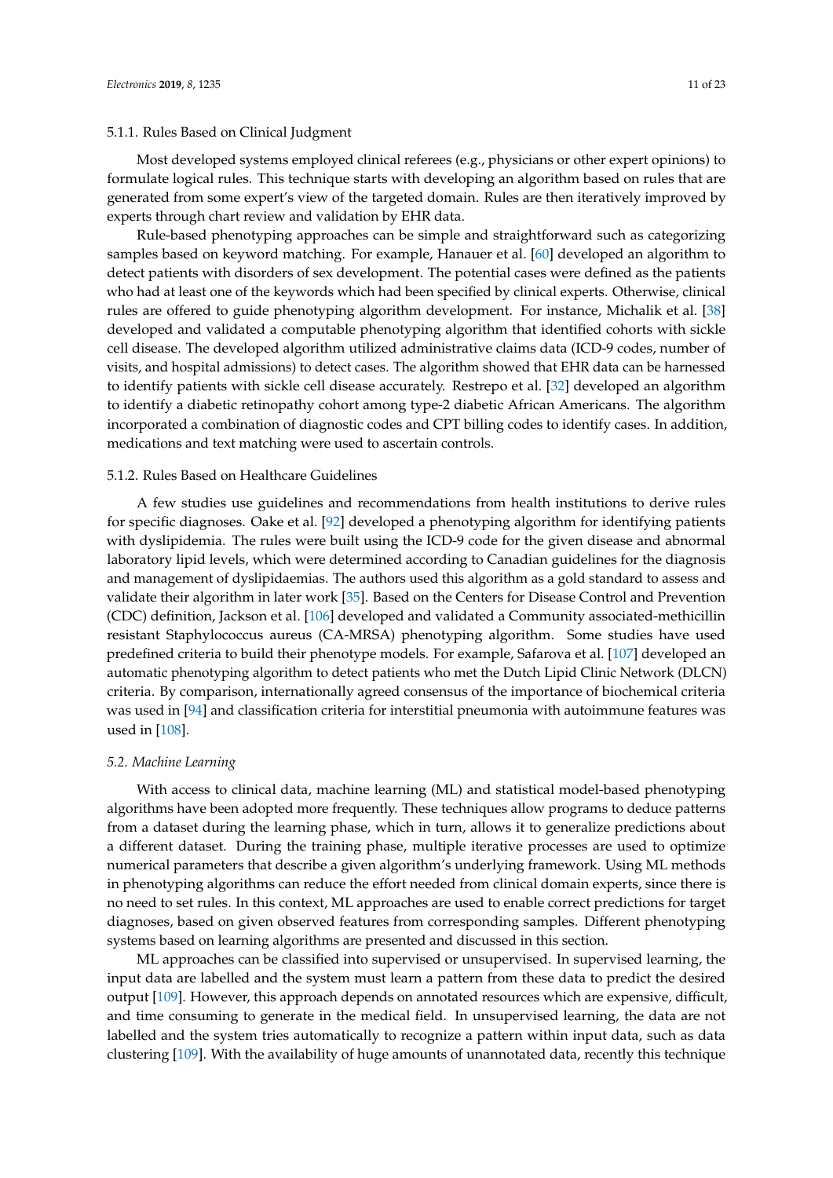#### 5.1.1. Rules Based on Clinical Judgment

Most developed systems employed clinical referees (e.g., physicians or other expert opinions) to formulate logical rules. This technique starts with developing an algorithm based on rules that are generated from some expert's view of the targeted domain. Rules are then iteratively improved by experts through chart review and validation by EHR data.

Rule-based phenotyping approaches can be simple and straightforward such as categorizing samples based on keyword matching. For example, Hanauer et al. [60] developed an algorithm to detect patients with disorders of sex development. The potential cases were defined as the patients who had at least one of the keywords which had been specified by clinical experts. Otherwise, clinical rules are offered to guide phenotyping algorithm development. For instance, Michalik et al. [38] developed and validated a computable phenotyping algorithm that identified cohorts with sickle cell disease. The developed algorithm utilized administrative claims data (ICD-9 codes, number of visits, and hospital admissions) to detect cases. The algorithm showed that EHR data can be harnessed to identify patients with sickle cell disease accurately. Restrepo et al. [32] developed an algorithm to identify a diabetic retinopathy cohort among type-2 diabetic African Americans. The algorithm incorporated a combination of diagnostic codes and CPT billing codes to identify cases. In addition, medications and text matching were used to ascertain controls.

#### 5.1.2. Rules Based on Healthcare Guidelines

A few studies use guidelines and recommendations from health institutions to derive rules for specific diagnoses. Oake et al. [92] developed a phenotyping algorithm for identifying patients with dyslipidemia. The rules were built using the ICD-9 code for the given disease and abnormal laboratory lipid levels, which were determined according to Canadian guidelines for the diagnosis and management of dyslipidaemias. The authors used this algorithm as a gold standard to assess and validate their algorithm in later work [35]. Based on the Centers for Disease Control and Prevention (CDC) definition, Jackson et al. [106] developed and validated a Community associated-methicillin resistant Staphylococcus aureus (CA-MRSA) phenotyping algorithm. Some studies have used predefined criteria to build their phenotype models. For example, Safarova et al. [107] developed an automatic phenotyping algorithm to detect patients who met the Dutch Lipid Clinic Network (DLCN) criteria. By comparison, internationally agreed consensus of the importance of biochemical criteria was used in [94] and classification criteria for interstitial pneumonia with autoimmune features was used in [108].

### *5.2. Machine Learning*

With access to clinical data, machine learning (ML) and statistical model-based phenotyping algorithms have been adopted more frequently. These techniques allow programs to deduce patterns from a dataset during the learning phase, which in turn, allows it to generalize predictions about a different dataset. During the training phase, multiple iterative processes are used to optimize numerical parameters that describe a given algorithm's underlying framework. Using ML methods in phenotyping algorithms can reduce the effort needed from clinical domain experts, since there is no need to set rules. In this context, ML approaches are used to enable correct predictions for target diagnoses, based on given observed features from corresponding samples. Different phenotyping systems based on learning algorithms are presented and discussed in this section.

ML approaches can be classified into supervised or unsupervised. In supervised learning, the input data are labelled and the system must learn a pattern from these data to predict the desired output [109]. However, this approach depends on annotated resources which are expensive, difficult, and time consuming to generate in the medical field. In unsupervised learning, the data are not labelled and the system tries automatically to recognize a pattern within input data, such as data clustering [109]. With the availability of huge amounts of unannotated data, recently this technique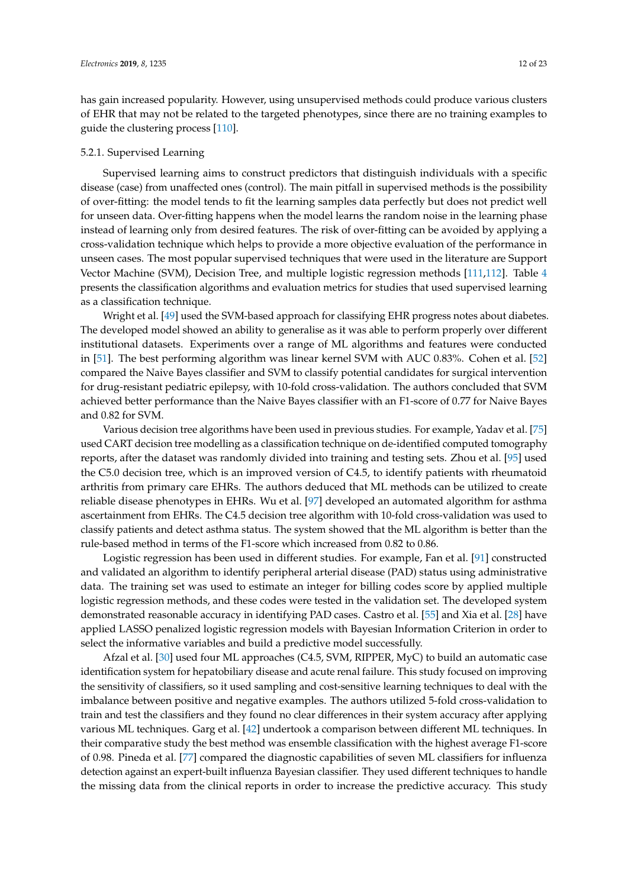has gain increased popularity. However, using unsupervised methods could produce various clusters of EHR that may not be related to the targeted phenotypes, since there are no training examples to guide the clustering process [110].

### 5.2.1. Supervised Learning

Supervised learning aims to construct predictors that distinguish individuals with a specific disease (case) from unaffected ones (control). The main pitfall in supervised methods is the possibility of over-fitting: the model tends to fit the learning samples data perfectly but does not predict well for unseen data. Over-fitting happens when the model learns the random noise in the learning phase instead of learning only from desired features. The risk of over-fitting can be avoided by applying a cross-validation technique which helps to provide a more objective evaluation of the performance in unseen cases. The most popular supervised techniques that were used in the literature are Support Vector Machine (SVM), Decision Tree, and multiple logistic regression methods [111,112]. Table 4 presents the classification algorithms and evaluation metrics for studies that used supervised learning as a classification technique.

Wright et al. [49] used the SVM-based approach for classifying EHR progress notes about diabetes. The developed model showed an ability to generalise as it was able to perform properly over different institutional datasets. Experiments over a range of ML algorithms and features were conducted in [51]. The best performing algorithm was linear kernel SVM with AUC 0.83%. Cohen et al. [52] compared the Naive Bayes classifier and SVM to classify potential candidates for surgical intervention for drug-resistant pediatric epilepsy, with 10-fold cross-validation. The authors concluded that SVM achieved better performance than the Naive Bayes classifier with an F1-score of 0.77 for Naive Bayes and 0.82 for SVM.

Various decision tree algorithms have been used in previous studies. For example, Yadav et al. [75] used CART decision tree modelling as a classification technique on de-identified computed tomography reports, after the dataset was randomly divided into training and testing sets. Zhou et al. [95] used the C5.0 decision tree, which is an improved version of C4.5, to identify patients with rheumatoid arthritis from primary care EHRs. The authors deduced that ML methods can be utilized to create reliable disease phenotypes in EHRs. Wu et al. [97] developed an automated algorithm for asthma ascertainment from EHRs. The C4.5 decision tree algorithm with 10-fold cross-validation was used to classify patients and detect asthma status. The system showed that the ML algorithm is better than the rule-based method in terms of the F1-score which increased from 0.82 to 0.86.

Logistic regression has been used in different studies. For example, Fan et al. [91] constructed and validated an algorithm to identify peripheral arterial disease (PAD) status using administrative data. The training set was used to estimate an integer for billing codes score by applied multiple logistic regression methods, and these codes were tested in the validation set. The developed system demonstrated reasonable accuracy in identifying PAD cases. Castro et al. [55] and Xia et al. [28] have applied LASSO penalized logistic regression models with Bayesian Information Criterion in order to select the informative variables and build a predictive model successfully.

Afzal et al. [30] used four ML approaches (C4.5, SVM, RIPPER, MyC) to build an automatic case identification system for hepatobiliary disease and acute renal failure. This study focused on improving the sensitivity of classifiers, so it used sampling and cost-sensitive learning techniques to deal with the imbalance between positive and negative examples. The authors utilized 5-fold cross-validation to train and test the classifiers and they found no clear differences in their system accuracy after applying various ML techniques. Garg et al. [42] undertook a comparison between different ML techniques. In their comparative study the best method was ensemble classification with the highest average F1-score of 0.98. Pineda et al. [77] compared the diagnostic capabilities of seven ML classifiers for influenza detection against an expert-built influenza Bayesian classifier. They used different techniques to handle the missing data from the clinical reports in order to increase the predictive accuracy. This study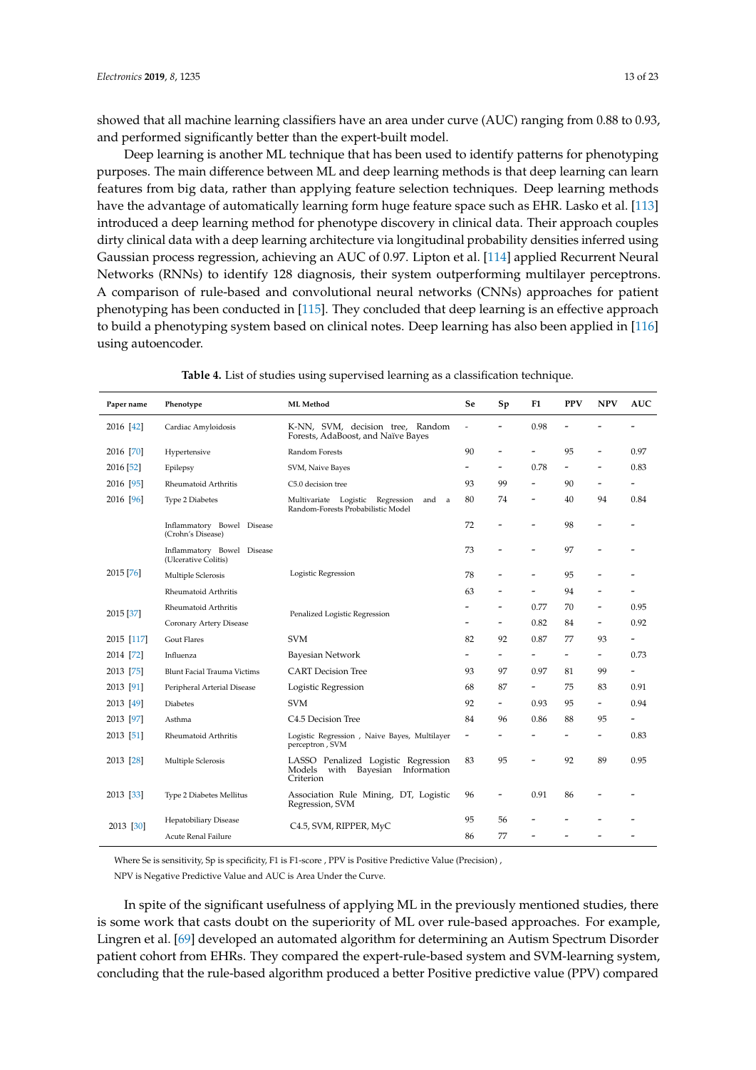showed that all machine learning classifiers have an area under curve (AUC) ranging from 0.88 to 0.93, and performed significantly better than the expert-built model.

Deep learning is another ML technique that has been used to identify patterns for phenotyping purposes. The main difference between ML and deep learning methods is that deep learning can learn features from big data, rather than applying feature selection techniques. Deep learning methods have the advantage of automatically learning form huge feature space such as EHR. Lasko et al. [113] introduced a deep learning method for phenotype discovery in clinical data. Their approach couples dirty clinical data with a deep learning architecture via longitudinal probability densities inferred using Gaussian process regression, achieving an AUC of 0.97. Lipton et al. [114] applied Recurrent Neural Networks (RNNs) to identify 128 diagnosis, their system outperforming multilayer perceptrons. A comparison of rule-based and convolutional neural networks (CNNs) approaches for patient phenotyping has been conducted in [115]. They concluded that deep learning is an effective approach to build a phenotyping system based on clinical notes. Deep learning has also been applied in [116] using autoencoder.

**Table 4.** List of studies using supervised learning as a classification technique.

| Paper name | Phenotype | ML Method | Se | Sp | F1 | PPV | NPV | AUC |
|---|---|---|---|---|---|---|---|---|
| 2016 [42] | Cardiac Amyloidosis | K-NN, SVM, decision tree, Random Forests, AdaBoost, and Naïve Bayes | - | - | 0.98 | - | - | - |
| 2016 [70] | Hypertensive | Random Forests | 90 | - | - | 95 | - | 0.97 |
| 2016 [52] | Epilepsy | SVM, Naive Bayes | - | - | 0.78 | - | - | 0.83 |
| 2016 [95] | Rheumatoid Arthritis | C5.0 decision tree | 93 | 99 | - | 90 | - | - |
| 2016 [96] | Type 2 Diabetes | Multivariate Logistic Regression and a Random-Forests Probabilistic Model | 80 | 74 | - | 40 | 94 | 0.84 |
| 2015 [76] | Inflammatory Bowel Disease (Crohn's Disease) | Logistic Regression | 72 | - | - | 98 | - | - |
| | Inflammatory Bowel Disease (Ulcerative Colitis) | | 73 | - | - | 97 | - | - |
| | Multiple Sclerosis | | 78 | - | - | 95 | - | - |
| | Rheumatoid Arthritis | | 63 | - | - | 94 | - | - |
| 2015 [37] | Rheumatoid Arthritis | Penalized Logistic Regression | - | - | 0.77 | 70 | - | 0.95 |
| | Coronary Artery Disease | | - | - | 0.82 | 84 | - | 0.92 |
| 2015 [117] | Gout Flares | SVM | 82 | 92 | 0.87 | 77 | 93 | - |
| 2014 [72] | Influenza | Bayesian Network | - | - | - | - | - | 0.73 |
| 2013 [75] | Blunt Facial Trauma Victims | CART Decision Tree | 93 | 97 | 0.97 | 81 | 99 | - |
| 2013 [91] | Peripheral Arterial Disease | Logistic Regression | 68 | 87 | - | 75 | 83 | 0.91 |
| 2013 [49] | Diabetes | SVM | 92 | - | 0.93 | 95 | - | 0.94 |
| 2013 [97] | Asthma | C4.5 Decision Tree | 84 | 96 | 0.86 | 88 | 95 | - |
| 2013 [51] | Rheumatoid Arthritis | Logistic Regression , Naive Bayes, Multilayer perceptron , SVM | - | - | - | - | - | 0.83 |
| 2013 [28] | Multiple Sclerosis | LASSO Penalized Logistic Regression Models with Bayesian Information Criterion | 83 | 95 | - | 92 | 89 | 0.95 |
| 2013 [33] | Type 2 Diabetes Mellitus | Association Rule Mining, DT, Logistic Regression, SVM | 96 | - | 0.91 | 86 | - | - |
| 2013 [30] | Hepatobiliary Disease | C4.5, SVM, RIPPER, MyC | 95 | 56 | - | - | - | - |
| | Acute Renal Failure | | 86 | 77 | - | - | - | - |

Where Se is sensitivity, Sp is specificity, F1 is F1-score , PPV is Positive Predictive Value (Precision) ,
NPV is Negative Predictive Value and AUC is Area Under the Curve.

In spite of the significant usefulness of applying ML in the previously mentioned studies, there is some work that casts doubt on the superiority of ML over rule-based approaches. For example, Lingren et al. [69] developed an automated algorithm for determining an Autism Spectrum Disorder patient cohort from EHRs. They compared the expert-rule-based system and SVM-learning system, concluding that the rule-based algorithm produced a better Positive predictive value (PPV) compared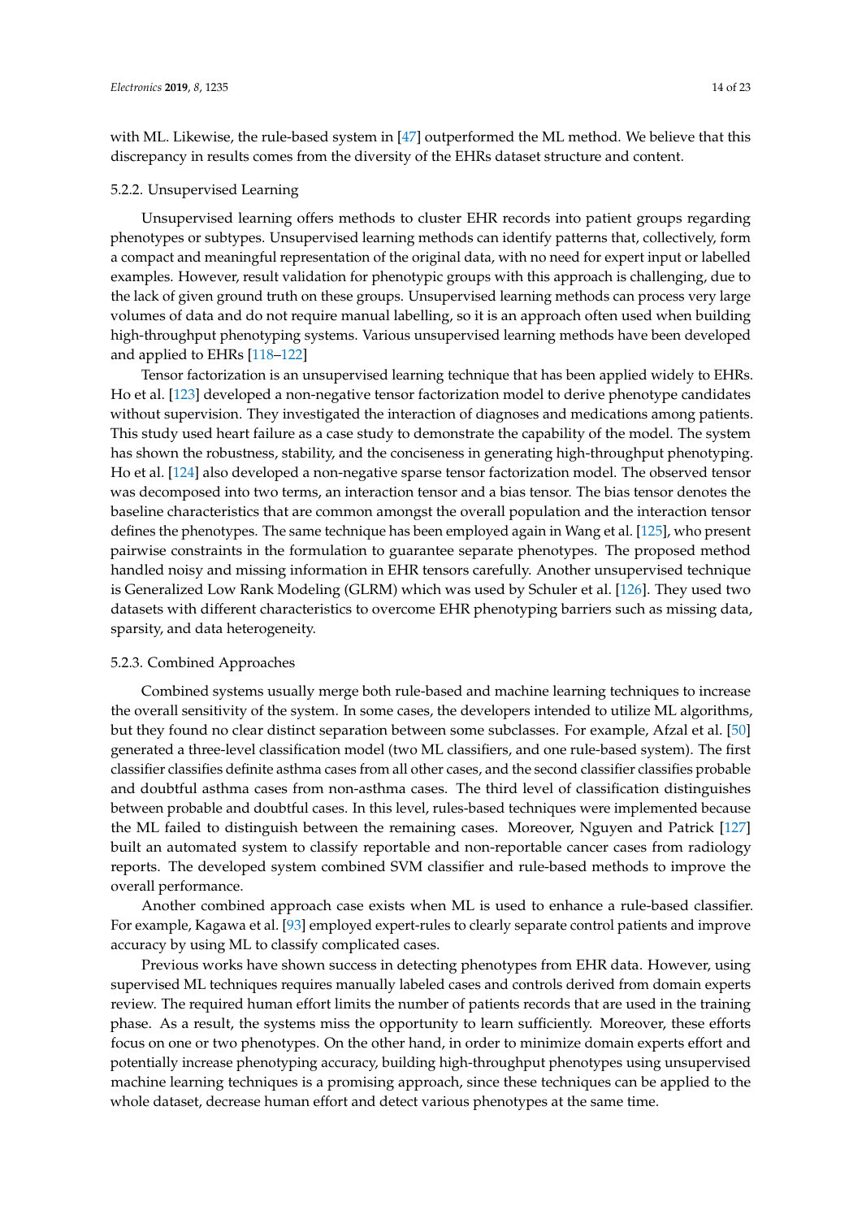with ML. Likewise, the rule-based system in [47] outperformed the ML method. We believe that this discrepancy in results comes from the diversity of the EHRs dataset structure and content.

#### 5.2.2. Unsupervised Learning

Unsupervised learning offers methods to cluster EHR records into patient groups regarding phenotypes or subtypes. Unsupervised learning methods can identify patterns that, collectively, form a compact and meaningful representation of the original data, with no need for expert input or labelled examples. However, result validation for phenotypic groups with this approach is challenging, due to the lack of given ground truth on these groups. Unsupervised learning methods can process very large volumes of data and do not require manual labelling, so it is an approach often used when building high-throughput phenotyping systems. Various unsupervised learning methods have been developed and applied to EHRs [118–122]

Tensor factorization is an unsupervised learning technique that has been applied widely to EHRs. Ho et al. [123] developed a non-negative tensor factorization model to derive phenotype candidates without supervision. They investigated the interaction of diagnoses and medications among patients. This study used heart failure as a case study to demonstrate the capability of the model. The system has shown the robustness, stability, and the conciseness in generating high-throughput phenotyping. Ho et al. [124] also developed a non-negative sparse tensor factorization model. The observed tensor was decomposed into two terms, an interaction tensor and a bias tensor. The bias tensor denotes the baseline characteristics that are common amongst the overall population and the interaction tensor defines the phenotypes. The same technique has been employed again in Wang et al. [125], who present pairwise constraints in the formulation to guarantee separate phenotypes. The proposed method handled noisy and missing information in EHR tensors carefully. Another unsupervised technique is Generalized Low Rank Modeling (GLRM) which was used by Schuler et al. [126]. They used two datasets with different characteristics to overcome EHR phenotyping barriers such as missing data, sparsity, and data heterogeneity.

#### 5.2.3. Combined Approaches

Combined systems usually merge both rule-based and machine learning techniques to increase the overall sensitivity of the system. In some cases, the developers intended to utilize ML algorithms, but they found no clear distinct separation between some subclasses. For example, Afzal et al. [50] generated a three-level classification model (two ML classifiers, and one rule-based system). The first classifier classifies definite asthma cases from all other cases, and the second classifier classifies probable and doubtful asthma cases from non-asthma cases. The third level of classification distinguishes between probable and doubtful cases. In this level, rules-based techniques were implemented because the ML failed to distinguish between the remaining cases. Moreover, Nguyen and Patrick [127] built an automated system to classify reportable and non-reportable cancer cases from radiology reports. The developed system combined SVM classifier and rule-based methods to improve the overall performance.

Another combined approach case exists when ML is used to enhance a rule-based classifier. For example, Kagawa et al. [93] employed expert-rules to clearly separate control patients and improve accuracy by using ML to classify complicated cases.

Previous works have shown success in detecting phenotypes from EHR data. However, using supervised ML techniques requires manually labeled cases and controls derived from domain experts review. The required human effort limits the number of patients records that are used in the training phase. As a result, the systems miss the opportunity to learn sufficiently. Moreover, these efforts focus on one or two phenotypes. On the other hand, in order to minimize domain experts effort and potentially increase phenotyping accuracy, building high-throughput phenotypes using unsupervised machine learning techniques is a promising approach, since these techniques can be applied to the whole dataset, decrease human effort and detect various phenotypes at the same time.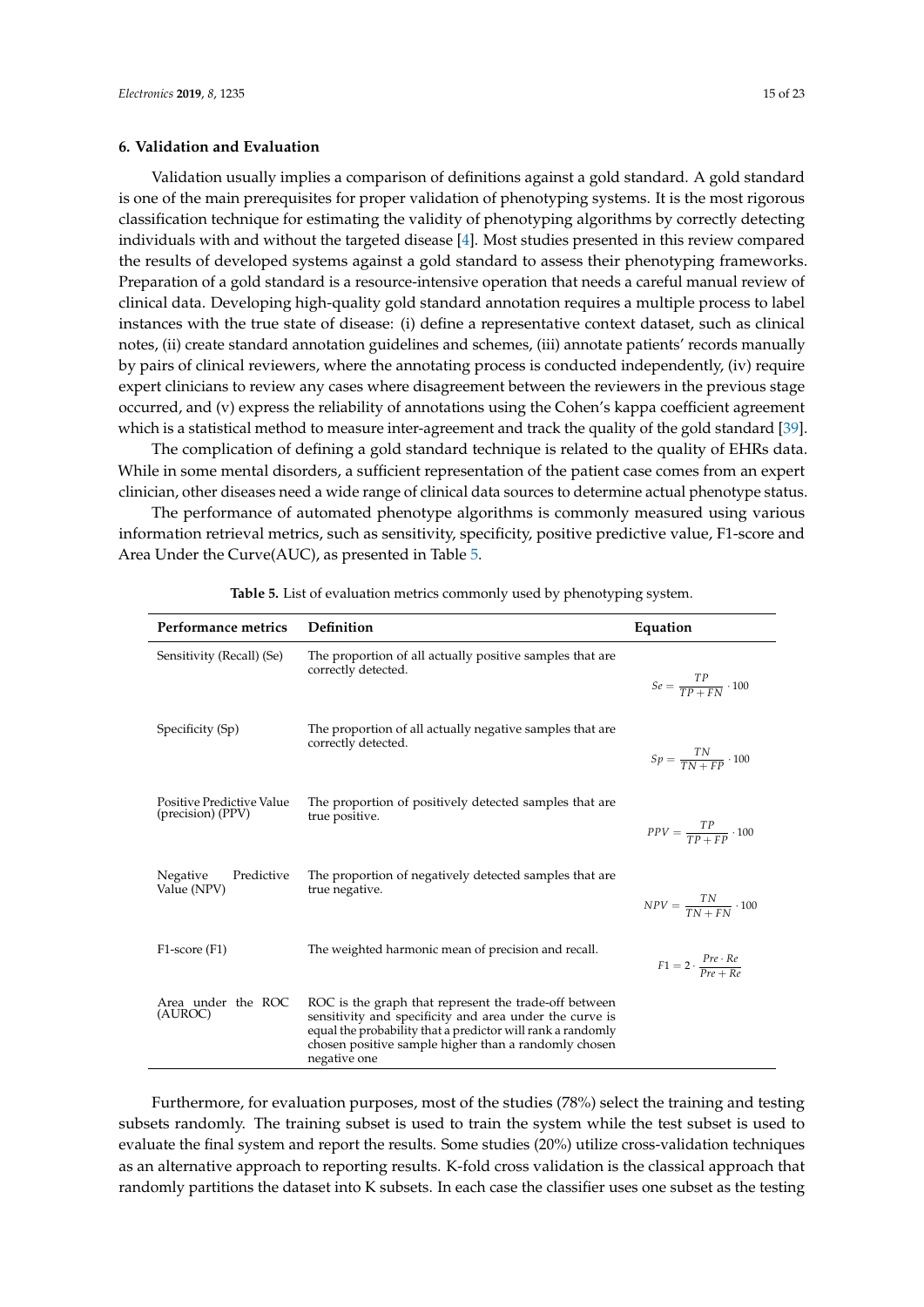## 6. Validation and Evaluation

Validation usually implies a comparison of definitions against a gold standard. A gold standard is one of the main prerequisites for proper validation of phenotyping systems. It is the most rigorous classification technique for estimating the validity of phenotyping algorithms by correctly detecting individuals with and without the targeted disease [4]. Most studies presented in this review compared the results of developed systems against a gold standard to assess their phenotyping frameworks. Preparation of a gold standard is a resource-intensive operation that needs a careful manual review of clinical data. Developing high-quality gold standard annotation requires a multiple process to label instances with the true state of disease: (i) define a representative context dataset, such as clinical notes, (ii) create standard annotation guidelines and schemes, (iii) annotate patients' records manually by pairs of clinical reviewers, where the annotating process is conducted independently, (iv) require expert clinicians to review any cases where disagreement between the reviewers in the previous stage occurred, and (v) express the reliability of annotations using the Cohen's kappa coefficient agreement which is a statistical method to measure inter-agreement and track the quality of the gold standard [39].

The complication of defining a gold standard technique is related to the quality of EHRs data. While in some mental disorders, a sufficient representation of the patient case comes from an expert clinician, other diseases need a wide range of clinical data sources to determine actual phenotype status.

The performance of automated phenotype algorithms is commonly measured using various information retrieval metrics, such as sensitivity, specificity, positive predictive value, F1-score and Area Under the Curve(AUC), as presented in Table 5.

**Table 5.** List of evaluation metrics commonly used by phenotyping system.

| Performance metrics | Definition | Equation |
| --- | --- | --- |
| Sensitivity (Recall) (Se) | The proportion of all actually positive samples that are correctly detected. | $Se = \frac{TP}{TP+FN} \cdot 100$ |
| Specificity (Sp) | The proportion of all actually negative samples that are correctly detected. | $Sp = \frac{TN}{TN+FP} \cdot 100$ |
| Positive Predictive Value (precision) (PPV) | The proportion of positively detected samples that are true positive. | $PPV = \frac{TP}{TP+FP} \cdot 100$ |
| Negative Predictive Value (NPV) | The proportion of negatively detected samples that are true negative. | $NPV = \frac{TN}{TN+FN} \cdot 100$ |
| F1-score (F1) | The weighted harmonic mean of precision and recall. | $F1 = 2 \cdot \frac{Pre \cdot Re}{Pre+Re}$ |
| Area under the ROC (AUROC) | ROC is the graph that represent the trade-off between sensitivity and specificity and area under the curve is equal the probability that a predictor will rank a randomly chosen positive sample higher than a randomly chosen negative one | |

Furthermore, for evaluation purposes, most of the studies (78%) select the training and testing subsets randomly. The training subset is used to train the system while the test subset is used to evaluate the final system and report the results. Some studies (20%) utilize cross-validation techniques as an alternative approach to reporting results. K-fold cross validation is the classical approach that randomly partitions the dataset into K subsets. In each case the classifier uses one subset as the testing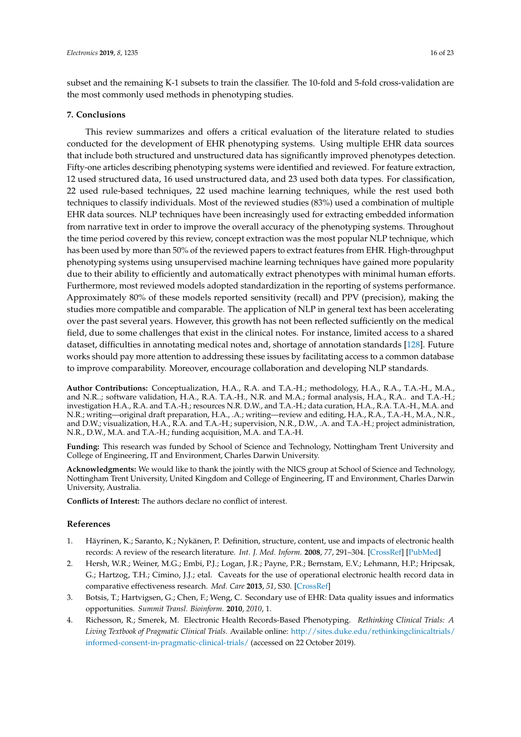subset and the remaining K-1 subsets to train the classifier. The 10-fold and 5-fold cross-validation are the most commonly used methods in phenotyping studies.

## 7. Conclusions

This review summarizes and offers a critical evaluation of the literature related to studies conducted for the development of EHR phenotyping systems. Using multiple EHR data sources that include both structured and unstructured data has significantly improved phenotypes detection. Fifty-one articles describing phenotyping systems were identified and reviewed. For feature extraction, 12 used structured data, 16 used unstructured data, and 23 used both data types. For classification, 22 used rule-based techniques, 22 used machine learning techniques, while the rest used both techniques to classify individuals. Most of the reviewed studies (83%) used a combination of multiple EHR data sources. NLP techniques have been increasingly used for extracting embedded information from narrative text in order to improve the overall accuracy of the phenotyping systems. Throughout the time period covered by this review, concept extraction was the most popular NLP technique, which has been used by more than 50% of the reviewed papers to extract features from EHR. High-throughput phenotyping systems using unsupervised machine learning techniques have gained more popularity due to their ability to efficiently and automatically extract phenotypes with minimal human efforts. Furthermore, most reviewed models adopted standardization in the reporting of systems performance. Approximately 80% of these models reported sensitivity (recall) and PPV (precision), making the studies more compatible and comparable. The application of NLP in general text has been accelerating over the past several years. However, this growth has not been reflected sufficiently on the medical field, due to some challenges that exist in the clinical notes. For instance, limited access to a shared dataset, difficulties in annotating medical notes and, shortage of annotation standards [128]. Future works should pay more attention to addressing these issues by facilitating access to a common database to improve comparability. Moreover, encourage collaboration and developing NLP standards.

**Author Contributions:** Conceptualization, H.A., R.A. and T.A.-H.; methodology, H.A., R.A., T.A.-H., M.A., and N.R..; software validation, H.A., R.A. T.A.-H., N.R. and M.A.; formal analysis, H.A., R.A.. and T.A.-H.; investigation H.A., R.A. and T.A.-H.; resources N.R. D.W., and T.A.-H.; data curation, H.A., R.A. T.A.-H., M.A. and N.R.; writing—original draft preparation, H.A., .A.; writing—review and editing, H.A., R.A., T.A.-H., M.A., N.R., and D.W.; visualization, H.A., R.A. and T.A.-H.; supervision, N.R., D.W., .A. and T.A.-H.; project administration, N.R., D.W., M.A. and T.A.-H.; funding acquisition, M.A. and T.A.-H.

**Funding:** This research was funded by School of Science and Technology, Nottingham Trent University and College of Engineering, IT and Environment, Charles Darwin University.

**Acknowledgments:** We would like to thank the jointly with the NICS group at School of Science and Technology, Nottingham Trent University, United Kingdom and College of Engineering, IT and Environment, Charles Darwin University, Australia.

**Conflicts of Interest:** The authors declare no conflict of interest.

## References

1. Häyrinen, K.; Saranto, K.; Nykänen, P. Definition, structure, content, use and impacts of electronic health records: A review of the research literature. *Int. J. Med. Inform.* **2008**, *77*, 291–304. [CrossRef] [PubMed]
2. Hersh, W.R.; Weiner, M.G.; Embi, P.J.; Logan, J.R.; Payne, P.R.; Bernstam, E.V.; Lehmann, H.P.; Hripcsak, G.; Hartzog, T.H.; Cimino, J.J.; etal. Caveats for the use of operational electronic health record data in comparative effectiveness research. *Med. Care* **2013**, *51*, S30. [CrossRef]
3. Botsis, T.; Hartvigsen, G.; Chen, F.; Weng, C. Secondary use of EHR: Data quality issues and informatics opportunities. *Summit Transl. Bioinform.* **2010**, *2010*, 1.
4. Richesson, R.; Smerek, M. Electronic Health Records-Based Phenotyping. *Rethinking Clinical Trials: A Living Textbook of Pragmatic Clinical Trials.* Available online: http://sites.duke.edu/rethinkingclinicaltrials/informed-consent-in-pragmatic-clinical-trials/ (accessed on 22 October 2019).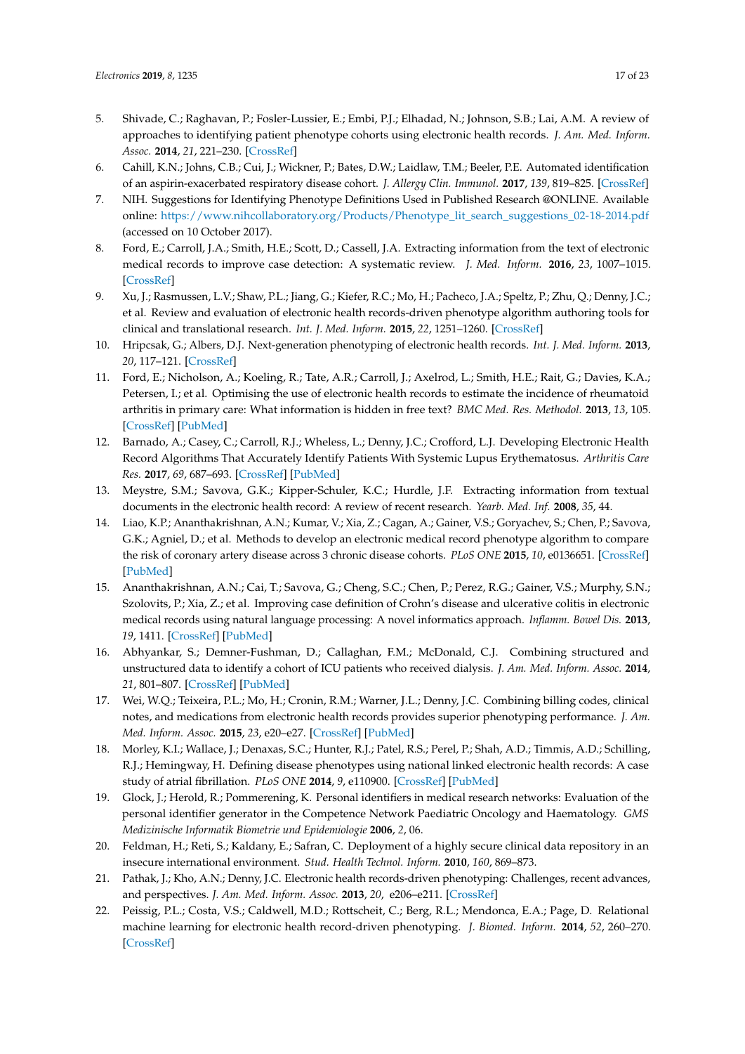5. Shivade, C.; Raghavan, P.; Fosler-Lussier, E.; Embi, P.J.; Elhadad, N.; Johnson, S.B.; Lai, A.M. A review of approaches to identifying patient phenotype cohorts using electronic health records. *J. Am. Med. Inform. Assoc.* **2014**, *21*, 221–230. [CrossRef]
6. Cahill, K.N.; Johns, C.B.; Cui, J.; Wickner, P.; Bates, D.W.; Laidlaw, T.M.; Beeler, P.E. Automated identification of an aspirin-exacerbated respiratory disease cohort. *J. Allergy Clin. Immunol.* **2017**, *139*, 819–825. [CrossRef]
7. NIH. Suggestions for Identifying Phenotype Definitions Used in Published Research @ONLINE. Available online: https://www.nihcollaboratory.org/Products/Phenotype_lit_search_suggestions_02-18-2014.pdf (accessed on 10 October 2017).
8. Ford, E.; Carroll, J.A.; Smith, H.E.; Scott, D.; Cassell, J.A. Extracting information from the text of electronic medical records to improve case detection: A systematic review. *J. Med. Inform.* **2016**, *23*, 1007–1015. [CrossRef]
9. Xu, J.; Rasmussen, L.V.; Shaw, P.L.; Jiang, G.; Kiefer, R.C.; Mo, H.; Pacheco, J.A.; Speltz, P.; Zhu, Q.; Denny, J.C.; et al. Review and evaluation of electronic health records-driven phenotype algorithm authoring tools for clinical and translational research. *Int. J. Med. Inform.* **2015**, *22*, 1251–1260. [CrossRef]
10. Hripcsak, G.; Albers, D.J. Next-generation phenotyping of electronic health records. *Int. J. Med. Inform.* **2013**, *20*, 117–121. [CrossRef]
11. Ford, E.; Nicholson, A.; Koeling, R.; Tate, A.R.; Carroll, J.; Axelrod, L.; Smith, H.E.; Rait, G.; Davies, K.A.; Petersen, I.; et al. Optimising the use of electronic health records to estimate the incidence of rheumatoid arthritis in primary care: What information is hidden in free text? *BMC Med. Res. Methodol.* **2013**, *13*, 105. [CrossRef] [PubMed]
12. Barnado, A.; Casey, C.; Carroll, R.J.; Wheless, L.; Denny, J.C.; Crofford, L.J. Developing Electronic Health Record Algorithms That Accurately Identify Patients With Systemic Lupus Erythematosus. *Arthritis Care Res.* **2017**, *69*, 687–693. [CrossRef] [PubMed]
13. Meystre, S.M.; Savova, G.K.; Kipper-Schuler, K.C.; Hurdle, J.F. Extracting information from textual documents in the electronic health record: A review of recent research. *Yearb. Med. Inf.* **2008**, *35*, 44.
14. Liao, K.P.; Ananthakrishnan, A.N.; Kumar, V.; Xia, Z.; Cagan, A.; Gainer, V.S.; Goryachev, S.; Chen, P.; Savova, G.K.; Agniel, D.; et al. Methods to develop an electronic medical record phenotype algorithm to compare the risk of coronary artery disease across 3 chronic disease cohorts. *PLoS ONE* **2015**, *10*, e0136651. [CrossRef] [PubMed]
15. Ananthakrishnan, A.N.; Cai, T.; Savova, G.; Cheng, S.C.; Chen, P.; Perez, R.G.; Gainer, V.S.; Murphy, S.N.; Szolovits, P.; Xia, Z.; et al. Improving case definition of Crohn's disease and ulcerative colitis in electronic medical records using natural language processing: A novel informatics approach. *Inflamm. Bowel Dis.* **2013**, *19*, 1411. [CrossRef] [PubMed]
16. Abhyankar, S.; Demner-Fushman, D.; Callaghan, F.M.; McDonald, C.J. Combining structured and unstructured data to identify a cohort of ICU patients who received dialysis. *J. Am. Med. Inform. Assoc.* **2014**, *21*, 801–807. [CrossRef] [PubMed]
17. Wei, W.Q.; Teixeira, P.L.; Mo, H.; Cronin, R.M.; Warner, J.L.; Denny, J.C. Combining billing codes, clinical notes, and medications from electronic health records provides superior phenotyping performance. *J. Am. Med. Inform. Assoc.* **2015**, *23*, e20–e27. [CrossRef] [PubMed]
18. Morley, K.I.; Wallace, J.; Denaxas, S.C.; Hunter, R.J.; Patel, R.S.; Perel, P.; Shah, A.D.; Timmis, A.D.; Schilling, R.J.; Hemingway, H. Defining disease phenotypes using national linked electronic health records: A case study of atrial fibrillation. *PLoS ONE* **2014**, *9*, e110900. [CrossRef] [PubMed]
19. Glock, J.; Herold, R.; Pommerening, K. Personal identifiers in medical research networks: Evaluation of the personal identifier generator in the Competence Network Paediatric Oncology and Haematology. *GMS Medizinische Informatik Biometrie und Epidemiologie* **2006**, *2*, 06.
20. Feldman, H.; Reti, S.; Kaldany, E.; Safran, C. Deployment of a highly secure clinical data repository in an insecure international environment. *Stud. Health Technol. Inform.* **2010**, *160*, 869–873.
21. Pathak, J.; Kho, A.N.; Denny, J.C. Electronic health records-driven phenotyping: Challenges, recent advances, and perspectives. *J. Am. Med. Inform. Assoc.* **2013**, *20*, e206–e211. [CrossRef]
22. Peissig, P.L.; Costa, V.S.; Caldwell, M.D.; Rottscheit, C.; Berg, R.L.; Mendonca, E.A.; Page, D. Relational machine learning for electronic health record-driven phenotyping. *J. Biomed. Inform.* **2014**, *52*, 260–270. [CrossRef]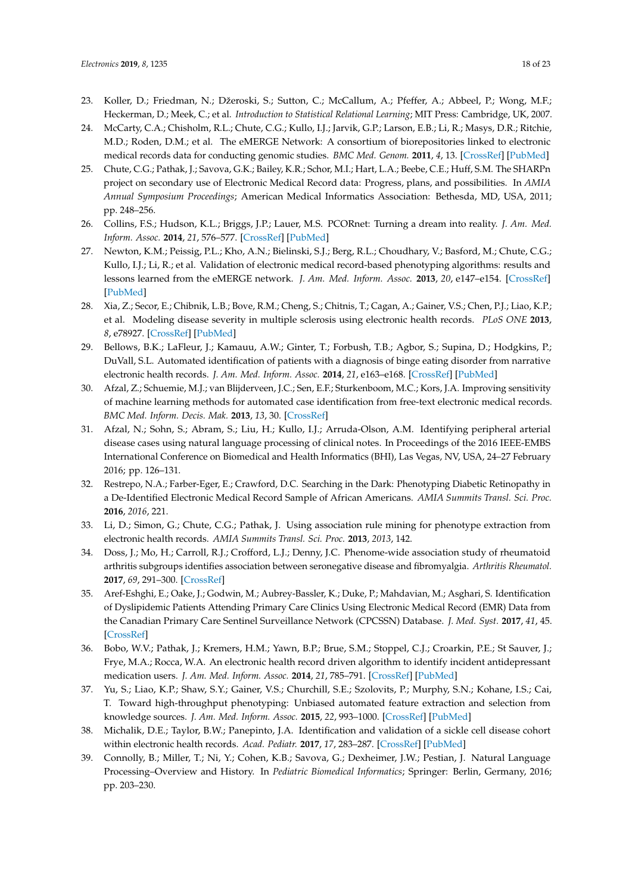23. Koller, D.; Friedman, N.; Džeroski, S.; Sutton, C.; McCallum, A.; Pfeffer, A.; Abbeel, P.; Wong, M.F.; Heckerman, D.; Meek, C.; et al. *Introduction to Statistical Relational Learning*; MIT Press: Cambridge, UK, 2007.
24. McCarty, C.A.; Chisholm, R.L.; Chute, C.G.; Kullo, I.J.; Jarvik, G.P.; Larson, E.B.; Li, R.; Masys, D.R.; Ritchie, M.D.; Roden, D.M.; et al. The eMERGE Network: A consortium of biorepositories linked to electronic medical records data for conducting genomic studies. *BMC Med. Genom.* **2011**, *4*, 13. [CrossRef] [PubMed]
25. Chute, C.G.; Pathak, J.; Savova, G.K.; Bailey, K.R.; Schor, M.I.; Hart, L.A.; Beebe, C.E.; Huff, S.M. The SHARPn project on secondary use of Electronic Medical Record data: Progress, plans, and possibilities. In *AMIA Annual Symposium Proceedings*; American Medical Informatics Association: Bethesda, MD, USA, 2011; pp. 248–256.
26. Collins, F.S.; Hudson, K.L.; Briggs, J.P.; Lauer, M.S. PCORnet: Turning a dream into reality. *J. Am. Med. Inform. Assoc.* **2014**, *21*, 576–577. [CrossRef] [PubMed]
27. Newton, K.M.; Peissig, P.L.; Kho, A.N.; Bielinski, S.J.; Berg, R.L.; Choudhary, V.; Basford, M.; Chute, C.G.; Kullo, I.J.; Li, R.; et al. Validation of electronic medical record-based phenotyping algorithms: results and lessons learned from the eMERGE network. *J. Am. Med. Inform. Assoc.* **2013**, *20*, e147–e154. [CrossRef] [PubMed]
28. Xia, Z.; Secor, E.; Chibnik, L.B.; Bove, R.M.; Cheng, S.; Chitnis, T.; Cagan, A.; Gainer, V.S.; Chen, P.J.; Liao, K.P.; et al. Modeling disease severity in multiple sclerosis using electronic health records. *PLoS ONE* **2013**, *8*, e78927. [CrossRef] [PubMed]
29. Bellows, B.K.; LaFleur, J.; Kamauu, A.W.; Ginter, T.; Forbush, T.B.; Agbor, S.; Supina, D.; Hodgkins, P.; DuVall, S.L. Automated identification of patients with a diagnosis of binge eating disorder from narrative electronic health records. *J. Am. Med. Inform. Assoc.* **2014**, *21*, e163–e168. [CrossRef] [PubMed]
30. Afzal, Z.; Schuemie, M.J.; van Blijderveen, J.C.; Sen, E.F.; Sturkenboom, M.C.; Kors, J.A. Improving sensitivity of machine learning methods for automated case identification from free-text electronic medical records. *BMC Med. Inform. Decis. Mak.* **2013**, *13*, 30. [CrossRef]
31. Afzal, N.; Sohn, S.; Abram, S.; Liu, H.; Kullo, I.J.; Arruda-Olson, A.M. Identifying peripheral arterial disease cases using natural language processing of clinical notes. In Proceedings of the 2016 IEEE-EMBS International Conference on Biomedical and Health Informatics (BHI), Las Vegas, NV, USA, 24–27 February 2016; pp. 126–131.
32. Restrepo, N.A.; Farber-Eger, E.; Crawford, D.C. Searching in the Dark: Phenotyping Diabetic Retinopathy in a De-Identified Electronic Medical Record Sample of African Americans. *AMIA Summits Transl. Sci. Proc.* **2016**, *2016*, 221.
33. Li, D.; Simon, G.; Chute, C.G.; Pathak, J. Using association rule mining for phenotype extraction from electronic health records. *AMIA Summits Transl. Sci. Proc.* **2013**, *2013*, 142.
34. Doss, J.; Mo, H.; Carroll, R.J.; Crofford, L.J.; Denny, J.C. Phenome-wide association study of rheumatoid arthritis subgroups identifies association between seronegative disease and fibromyalgia. *Arthritis Rheumatol.* **2017**, *69*, 291–300. [CrossRef]
35. Aref-Eshghi, E.; Oake, J.; Godwin, M.; Aubrey-Bassler, K.; Duke, P.; Mahdavian, M.; Asghari, S. Identification of Dyslipidemic Patients Attending Primary Care Clinics Using Electronic Medical Record (EMR) Data from the Canadian Primary Care Sentinel Surveillance Network (CPCSSN) Database. *J. Med. Syst.* **2017**, *41*, 45. [CrossRef]
36. Bobo, W.V.; Pathak, J.; Kremers, H.M.; Yawn, B.P.; Brue, S.M.; Stoppel, C.J.; Croarkin, P.E.; St Sauver, J.; Frye, M.A.; Rocca, W.A. An electronic health record driven algorithm to identify incident antidepressant medication users. *J. Am. Med. Inform. Assoc.* **2014**, *21*, 785–791. [CrossRef] [PubMed]
37. Yu, S.; Liao, K.P.; Shaw, S.Y.; Gainer, V.S.; Churchill, S.E.; Szolovits, P.; Murphy, S.N.; Kohane, I.S.; Cai, T. Toward high-throughput phenotyping: Unbiased automated feature extraction and selection from knowledge sources. *J. Am. Med. Inform. Assoc.* **2015**, *22*, 993–1000. [CrossRef] [PubMed]
38. Michalik, D.E.; Taylor, B.W.; Panepinto, J.A. Identification and validation of a sickle cell disease cohort within electronic health records. *Acad. Pediatr.* **2017**, *17*, 283–287. [CrossRef] [PubMed]
39. Connolly, B.; Miller, T.; Ni, Y.; Cohen, K.B.; Savova, G.; Dexheimer, J.W.; Pestian, J. Natural Language Processing–Overview and History. In *Pediatric Biomedical Informatics*; Springer: Berlin, Germany, 2016; pp. 203–230.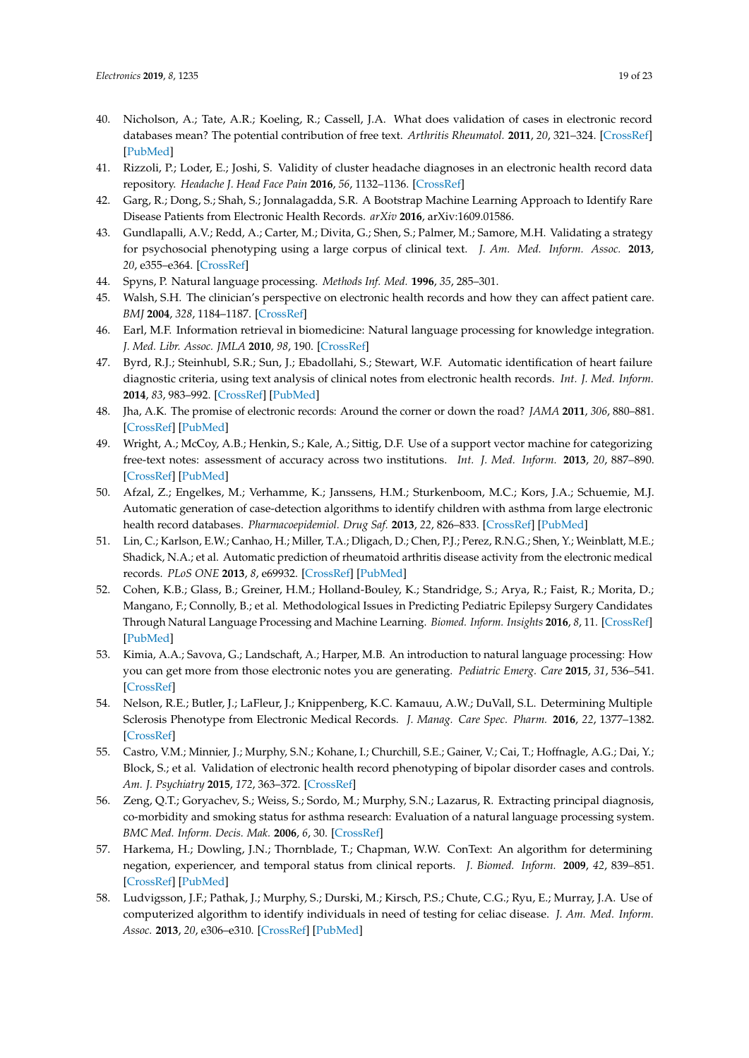40. Nicholson, A.; Tate, A.R.; Koeling, R.; Cassell, J.A. What does validation of cases in electronic record databases mean? The potential contribution of free text. *Arthritis Rheumatol.* **2011**, *20*, 321–324. [CrossRef] [PubMed]
41. Rizzoli, P.; Loder, E.; Joshi, S. Validity of cluster headache diagnoses in an electronic health record data repository. *Headache J. Head Face Pain* **2016**, *56*, 1132–1136. [CrossRef]
42. Garg, R.; Dong, S.; Shah, S.; Jonnalagadda, S.R. A Bootstrap Machine Learning Approach to Identify Rare Disease Patients from Electronic Health Records. *arXiv* **2016**, arXiv:1609.01586.
43. Gundlapalli, A.V.; Redd, A.; Carter, M.; Divita, G.; Shen, S.; Palmer, M.; Samore, M.H. Validating a strategy for psychosocial phenotyping using a large corpus of clinical text. *J. Am. Med. Inform. Assoc.* **2013**, *20*, e355–e364. [CrossRef]
44. Spyns, P. Natural language processing. *Methods Inf. Med.* **1996**, *35*, 285–301.
45. Walsh, S.H. The clinician's perspective on electronic health records and how they can affect patient care. *BMJ* **2004**, *328*, 1184–1187. [CrossRef]
46. Earl, M.F. Information retrieval in biomedicine: Natural language processing for knowledge integration. *J. Med. Libr. Assoc. JMLA* **2010**, *98*, 190. [CrossRef]
47. Byrd, R.J.; Steinhubl, S.R.; Sun, J.; Ebadollahi, S.; Stewart, W.F. Automatic identification of heart failure diagnostic criteria, using text analysis of clinical notes from electronic health records. *Int. J. Med. Inform.* **2014**, *83*, 983–992. [CrossRef] [PubMed]
48. Jha, A.K. The promise of electronic records: Around the corner or down the road? *JAMA* **2011**, *306*, 880–881. [CrossRef] [PubMed]
49. Wright, A.; McCoy, A.B.; Henkin, S.; Kale, A.; Sittig, D.F. Use of a support vector machine for categorizing free-text notes: assessment of accuracy across two institutions. *Int. J. Med. Inform.* **2013**, *20*, 887–890. [CrossRef] [PubMed]
50. Afzal, Z.; Engelkes, M.; Verhamme, K.; Janssens, H.M.; Sturkenboom, M.C.; Kors, J.A.; Schuemie, M.J. Automatic generation of case-detection algorithms to identify children with asthma from large electronic health record databases. *Pharmacoepidemiol. Drug Saf.* **2013**, *22*, 826–833. [CrossRef] [PubMed]
51. Lin, C.; Karlson, E.W.; Canhao, H.; Miller, T.A.; Dligach, D.; Chen, P.J.; Perez, R.N.G.; Shen, Y.; Weinblatt, M.E.; Shadick, N.A.; et al. Automatic prediction of rheumatoid arthritis disease activity from the electronic medical records. *PLoS ONE* **2013**, *8*, e69932. [CrossRef] [PubMed]
52. Cohen, K.B.; Glass, B.; Greiner, H.M.; Holland-Bouley, K.; Standridge, S.; Arya, R.; Faist, R.; Morita, D.; Mangano, F.; Connolly, B.; et al. Methodological Issues in Predicting Pediatric Epilepsy Surgery Candidates Through Natural Language Processing and Machine Learning. *Biomed. Inform. Insights* **2016**, *8*, 11. [CrossRef] [PubMed]
53. Kimia, A.A.; Savova, G.; Landschaft, A.; Harper, M.B. An introduction to natural language processing: How you can get more from those electronic notes you are generating. *Pediatric Emerg. Care* **2015**, *31*, 536–541. [CrossRef]
54. Nelson, R.E.; Butler, J.; LaFleur, J.; Knippenberg, K.C. Kamauu, A.W.; DuVall, S.L. Determining Multiple Sclerosis Phenotype from Electronic Medical Records. *J. Manag. Care Spec. Pharm.* **2016**, *22*, 1377–1382. [CrossRef]
55. Castro, V.M.; Minnier, J.; Murphy, S.N.; Kohane, I.; Churchill, S.E.; Gainer, V.; Cai, T.; Hoffnagle, A.G.; Dai, Y.; Block, S.; et al. Validation of electronic health record phenotyping of bipolar disorder cases and controls. *Am. J. Psychiatry* **2015**, *172*, 363–372. [CrossRef]
56. Zeng, Q.T.; Goryachev, S.; Weiss, S.; Sordo, M.; Murphy, S.N.; Lazarus, R. Extracting principal diagnosis, co-morbidity and smoking status for asthma research: Evaluation of a natural language processing system. *BMC Med. Inform. Decis. Mak.* **2006**, *6*, 30. [CrossRef]
57. Harkema, H.; Dowling, J.N.; Thornblade, T.; Chapman, W.W. ConText: An algorithm for determining negation, experiencer, and temporal status from clinical reports. *J. Biomed. Inform.* **2009**, *42*, 839–851. [CrossRef] [PubMed]
58. Ludvigsson, J.F.; Pathak, J.; Murphy, S.; Durski, M.; Kirsch, P.S.; Chute, C.G.; Ryu, E.; Murray, J.A. Use of computerized algorithm to identify individuals in need of testing for celiac disease. *J. Am. Med. Inform. Assoc.* **2013**, *20*, e306–e310. [CrossRef] [PubMed]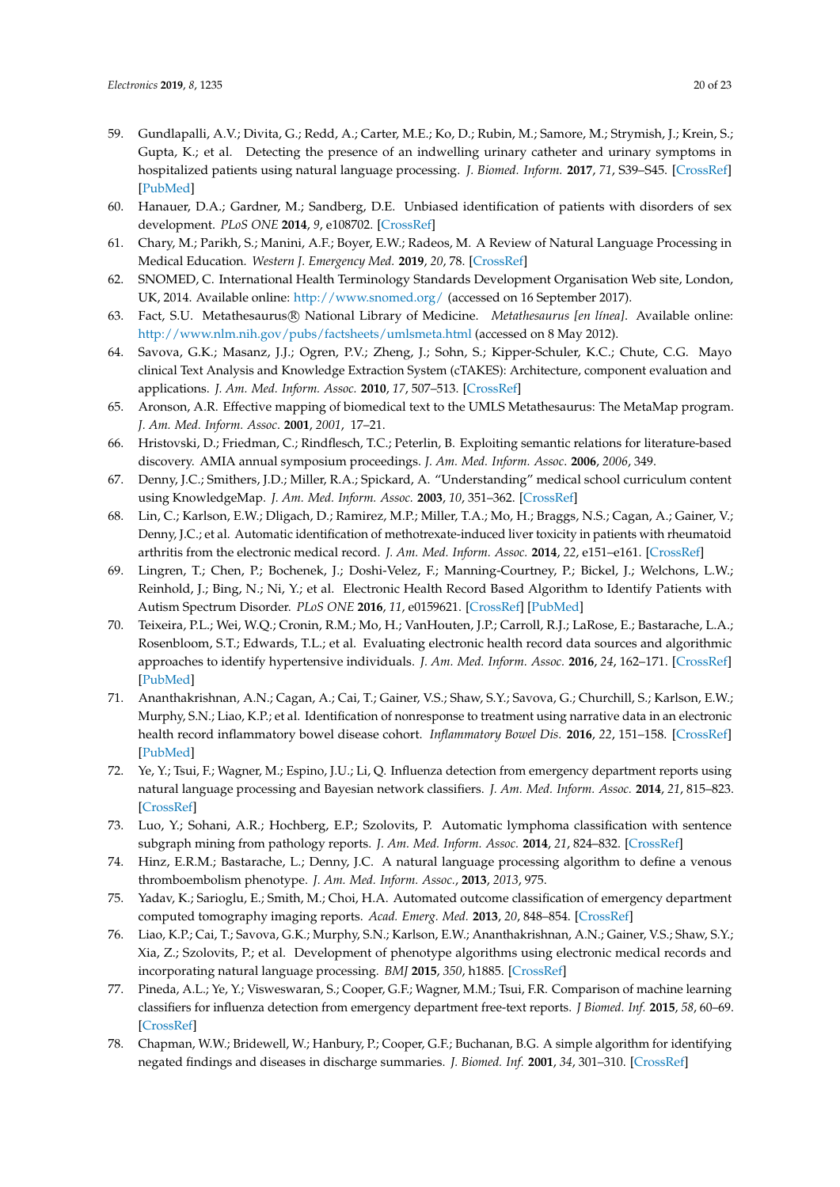59. Gundlapalli, A.V.; Divita, G.; Redd, A.; Carter, M.E.; Ko, D.; Rubin, M.; Samore, M.; Strymish, J.; Krein, S.; Gupta, K.; et al. Detecting the presence of an indwelling urinary catheter and urinary symptoms in hospitalized patients using natural language processing. *J. Biomed. Inform.* **2017**, *71*, S39–S45. [CrossRef] [PubMed]
60. Hanauer, D.A.; Gardner, M.; Sandberg, D.E. Unbiased identification of patients with disorders of sex development. *PLoS ONE* **2014**, *9*, e108702. [CrossRef]
61. Chary, M.; Parikh, S.; Manini, A.F.; Boyer, E.W.; Radeos, M. A Review of Natural Language Processing in Medical Education. *Western J. Emergency Med.* **2019**, *20*, 78. [CrossRef]
62. SNOMED, C. International Health Terminology Standards Development Organisation Web site, London, UK, 2014. Available online: http://www.snomed.org/ (accessed on 16 September 2017).
63. Fact, S.U. Metathesaurus® National Library of Medicine. *Metathesaurus [en línea]*. Available online: http://www.nlm.nih.gov/pubs/factsheets/umlsmeta.html (accessed on 8 May 2012).
64. Savova, G.K.; Masanz, J.J.; Ogren, P.V.; Zheng, J.; Sohn, S.; Kipper-Schuler, K.C.; Chute, C.G. Mayo clinical Text Analysis and Knowledge Extraction System (cTAKES): Architecture, component evaluation and applications. *J. Am. Med. Inform. Assoc.* **2010**, *17*, 507–513. [CrossRef]
65. Aronson, A.R. Effective mapping of biomedical text to the UMLS Metathesaurus: The MetaMap program. *J. Am. Med. Inform. Assoc*. **2001**, *2001*, 17–21.
66. Hristovski, D.; Friedman, C.; Rindflesch, T.C.; Peterlin, B. Exploiting semantic relations for literature-based discovery. AMIA annual symposium proceedings. *J. Am. Med. Inform. Assoc.* **2006**, *2006*, 349.
67. Denny, J.C.; Smithers, J.D.; Miller, R.A.; Spickard, A. "Understanding" medical school curriculum content using KnowledgeMap. *J. Am. Med. Inform. Assoc.* **2003**, *10*, 351–362. [CrossRef]
68. Lin, C.; Karlson, E.W.; Dligach, D.; Ramirez, M.P.; Miller, T.A.; Mo, H.; Braggs, N.S.; Cagan, A.; Gainer, V.; Denny, J.C.; et al. Automatic identification of methotrexate-induced liver toxicity in patients with rheumatoid arthritis from the electronic medical record. *J. Am. Med. Inform. Assoc.* **2014**, *22*, e151–e161. [CrossRef]
69. Lingren, T.; Chen, P.; Bochenek, J.; Doshi-Velez, F.; Manning-Courtney, P.; Bickel, J.; Welchons, L.W.; Reinhold, J.; Bing, N.; Ni, Y.; et al. Electronic Health Record Based Algorithm to Identify Patients with Autism Spectrum Disorder. *PLoS ONE* **2016**, *11*, e0159621. [CrossRef] [PubMed]
70. Teixeira, P.L.; Wei, W.Q.; Cronin, R.M.; Mo, H.; VanHouten, J.P.; Carroll, R.J.; LaRose, E.; Bastarache, L.A.; Rosenbloom, S.T.; Edwards, T.L.; et al. Evaluating electronic health record data sources and algorithmic approaches to identify hypertensive individuals. *J. Am. Med. Inform. Assoc.* **2016**, *24*, 162–171. [CrossRef] [PubMed]
71. Ananthakrishnan, A.N.; Cagan, A.; Cai, T.; Gainer, V.S.; Shaw, S.Y.; Savova, G.; Churchill, S.; Karlson, E.W.; Murphy, S.N.; Liao, K.P.; et al. Identification of nonresponse to treatment using narrative data in an electronic health record inflammatory bowel disease cohort. *Inflammatory Bowel Dis.* **2016**, *22*, 151–158. [CrossRef] [PubMed]
72. Ye, Y.; Tsui, F.; Wagner, M.; Espino, J.U.; Li, Q. Influenza detection from emergency department reports using natural language processing and Bayesian network classifiers. *J. Am. Med. Inform. Assoc.* **2014**, *21*, 815–823. [CrossRef]
73. Luo, Y.; Sohani, A.R.; Hochberg, E.P.; Szolovits, P. Automatic lymphoma classification with sentence subgraph mining from pathology reports. *J. Am. Med. Inform. Assoc.* **2014**, *21*, 824–832. [CrossRef]
74. Hinz, E.R.M.; Bastarache, L.; Denny, J.C. A natural language processing algorithm to define a venous thromboembolism phenotype. *J. Am. Med. Inform. Assoc.*, **2013**, *2013*, 975.
75. Yadav, K.; Sarioglu, E.; Smith, M.; Choi, H.A. Automated outcome classification of emergency department computed tomography imaging reports. *Acad. Emerg. Med.* **2013**, *20*, 848–854. [CrossRef]
76. Liao, K.P.; Cai, T.; Savova, G.K.; Murphy, S.N.; Karlson, E.W.; Ananthakrishnan, A.N.; Gainer, V.S.; Shaw, S.Y.; Xia, Z.; Szolovits, P.; et al. Development of phenotype algorithms using electronic medical records and incorporating natural language processing. *BMJ* **2015**, *350*, h1885. [CrossRef]
77. Pineda, A.L.; Ye, Y.; Visweswaran, S.; Cooper, G.F.; Wagner, M.M.; Tsui, F.R. Comparison of machine learning classifiers for influenza detection from emergency department free-text reports. *J Biomed. Inf.* **2015**, *58*, 60–69. [CrossRef]
78. Chapman, W.W.; Bridewell, W.; Hanbury, P.; Cooper, G.F.; Buchanan, B.G. A simple algorithm for identifying negated findings and diseases in discharge summaries. *J. Biomed. Inf.* **2001**, *34*, 301–310. [CrossRef]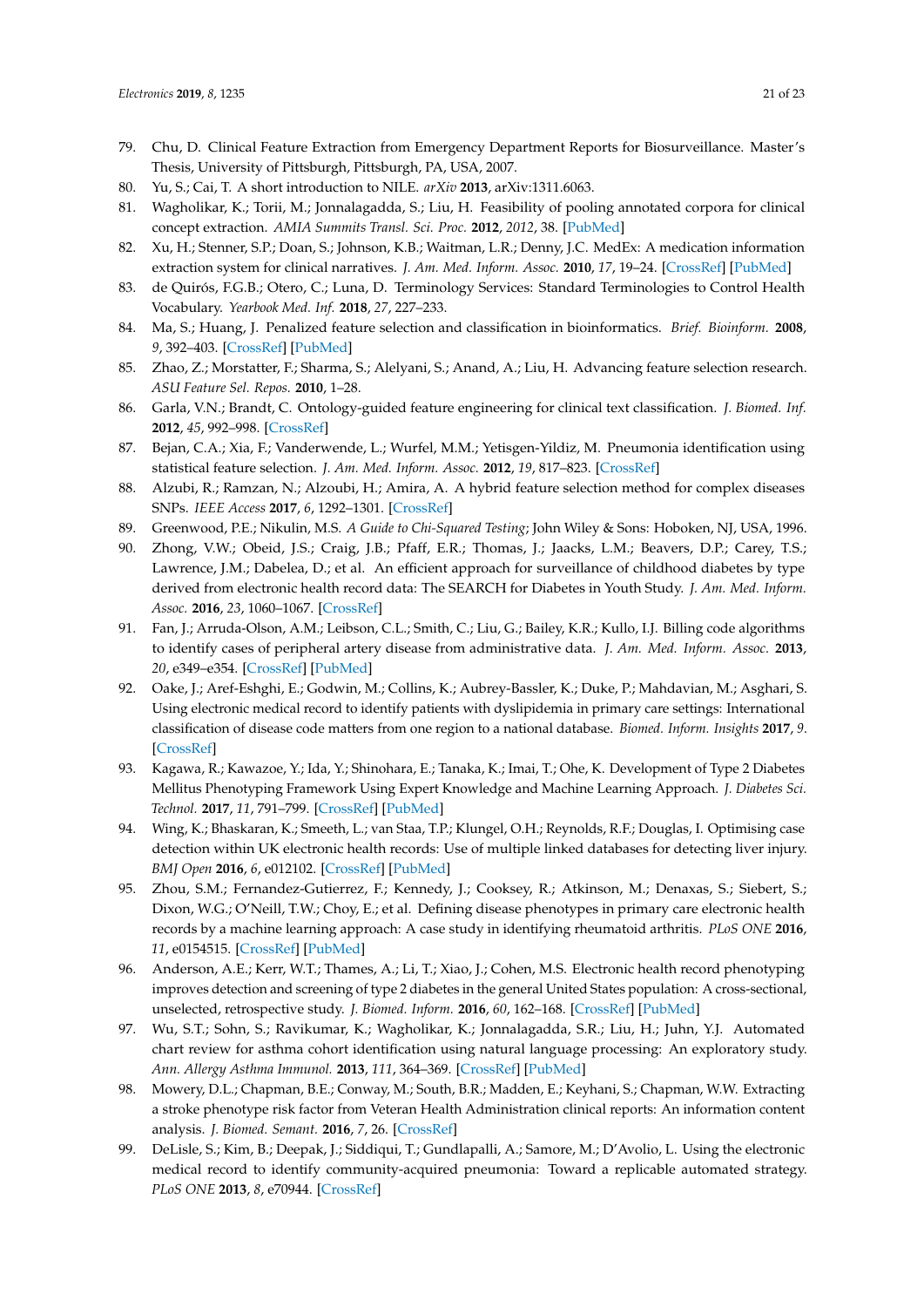79. Chu, D. Clinical Feature Extraction from Emergency Department Reports for Biosurveillance. Master's Thesis, University of Pittsburgh, Pittsburgh, PA, USA, 2007.
80. Yu, S.; Cai, T. A short introduction to NILE. *arXiv* **2013**, arXiv:1311.6063.
81. Wagholikar, K.; Torii, M.; Jonnalagadda, S.; Liu, H. Feasibility of pooling annotated corpora for clinical concept extraction. *AMIA Summits Transl. Sci. Proc.* **2012**, *2012*, 38. [PubMed]
82. Xu, H.; Stenner, S.P.; Doan, S.; Johnson, K.B.; Waitman, L.R.; Denny, J.C. MedEx: A medication information extraction system for clinical narratives. *J. Am. Med. Inform. Assoc.* **2010**, *17*, 19–24. [CrossRef] [PubMed]
83. de Quirós, F.G.B.; Otero, C.; Luna, D. Terminology Services: Standard Terminologies to Control Health Vocabulary. *Yearbook Med. Inf.* **2018**, *27*, 227–233.
84. Ma, S.; Huang, J. Penalized feature selection and classification in bioinformatics. *Brief. Bioinform.* **2008**, *9*, 392–403. [CrossRef] [PubMed]
85. Zhao, Z.; Morstatter, F.; Sharma, S.; Alelyani, S.; Anand, A.; Liu, H. Advancing feature selection research. *ASU Feature Sel. Repos.* **2010**, 1–28.
86. Garla, V.N.; Brandt, C. Ontology-guided feature engineering for clinical text classification. *J. Biomed. Inf.* **2012**, *45*, 992–998. [CrossRef]
87. Bejan, C.A.; Xia, F.; Vanderwende, L.; Wurfel, M.M.; Yetisgen-Yildiz, M. Pneumonia identification using statistical feature selection. *J. Am. Med. Inform. Assoc.* **2012**, *19*, 817–823. [CrossRef]
88. Alzubi, R.; Ramzan, N.; Alzoubi, H.; Amira, A. A hybrid feature selection method for complex diseases SNPs. *IEEE Access* **2017**, *6*, 1292–1301. [CrossRef]
89. Greenwood, P.E.; Nikulin, M.S. *A Guide to Chi-Squared Testing*; John Wiley & Sons: Hoboken, NJ, USA, 1996.
90. Zhong, V.W.; Obeid, J.S.; Craig, J.B.; Pfaff, E.R.; Thomas, J.; Jaacks, L.M.; Beavers, D.P.; Carey, T.S.; Lawrence, J.M.; Dabelea, D.; et al. An efficient approach for surveillance of childhood diabetes by type derived from electronic health record data: The SEARCH for Diabetes in Youth Study. *J. Am. Med. Inform. Assoc.* **2016**, *23*, 1060–1067. [CrossRef]
91. Fan, J.; Arruda-Olson, A.M.; Leibson, C.L.; Smith, C.; Liu, G.; Bailey, K.R.; Kullo, I.J. Billing code algorithms to identify cases of peripheral artery disease from administrative data. *J. Am. Med. Inform. Assoc.* **2013**, *20*, e349–e354. [CrossRef] [PubMed]
92. Oake, J.; Aref-Eshghi, E.; Godwin, M.; Collins, K.; Aubrey-Bassler, K.; Duke, P.; Mahdavian, M.; Asghari, S. Using electronic medical record to identify patients with dyslipidemia in primary care settings: International classification of disease code matters from one region to a national database. *Biomed. Inform. Insights* **2017**, *9*. [CrossRef]
93. Kagawa, R.; Kawazoe, Y.; Ida, Y.; Shinohara, E.; Tanaka, K.; Imai, T.; Ohe, K. Development of Type 2 Diabetes Mellitus Phenotyping Framework Using Expert Knowledge and Machine Learning Approach. *J. Diabetes Sci. Technol.* **2017**, *11*, 791–799. [CrossRef] [PubMed]
94. Wing, K.; Bhaskaran, K.; Smeeth, L.; van Staa, T.P.; Klungel, O.H.; Reynolds, R.F.; Douglas, I. Optimising case detection within UK electronic health records: Use of multiple linked databases for detecting liver injury. *BMJ Open* **2016**, *6*, e012102. [CrossRef] [PubMed]
95. Zhou, S.M.; Fernandez-Gutierrez, F.; Kennedy, J.; Cooksey, R.; Atkinson, M.; Denaxas, S.; Siebert, S.; Dixon, W.G.; O'Neill, T.W.; Choy, E.; et al. Defining disease phenotypes in primary care electronic health records by a machine learning approach: A case study in identifying rheumatoid arthritis. *PLoS ONE* **2016**, *11*, e0154515. [CrossRef] [PubMed]
96. Anderson, A.E.; Kerr, W.T.; Thames, A.; Li, T.; Xiao, J.; Cohen, M.S. Electronic health record phenotyping improves detection and screening of type 2 diabetes in the general United States population: A cross-sectional, unselected, retrospective study. *J. Biomed. Inform.* **2016**, *60*, 162–168. [CrossRef] [PubMed]
97. Wu, S.T.; Sohn, S.; Ravikumar, K.; Wagholikar, K.; Jonnalagadda, S.R.; Liu, H.; Juhn, Y.J. Automated chart review for asthma cohort identification using natural language processing: An exploratory study. *Ann. Allergy Asthma Immunol.* **2013**, *111*, 364–369. [CrossRef] [PubMed]
98. Mowery, D.L.; Chapman, B.E.; Conway, M.; South, B.R.; Madden, E.; Keyhani, S.; Chapman, W.W. Extracting a stroke phenotype risk factor from Veteran Health Administration clinical reports: An information content analysis. *J. Biomed. Semant.* **2016**, *7*, 26. [CrossRef]
99. DeLisle, S.; Kim, B.; Deepak, J.; Siddiqui, T.; Gundlapalli, A.; Samore, M.; D'Avolio, L. Using the electronic medical record to identify community-acquired pneumonia: Toward a replicable automated strategy. *PLoS ONE* **2013**, *8*, e70944. [CrossRef]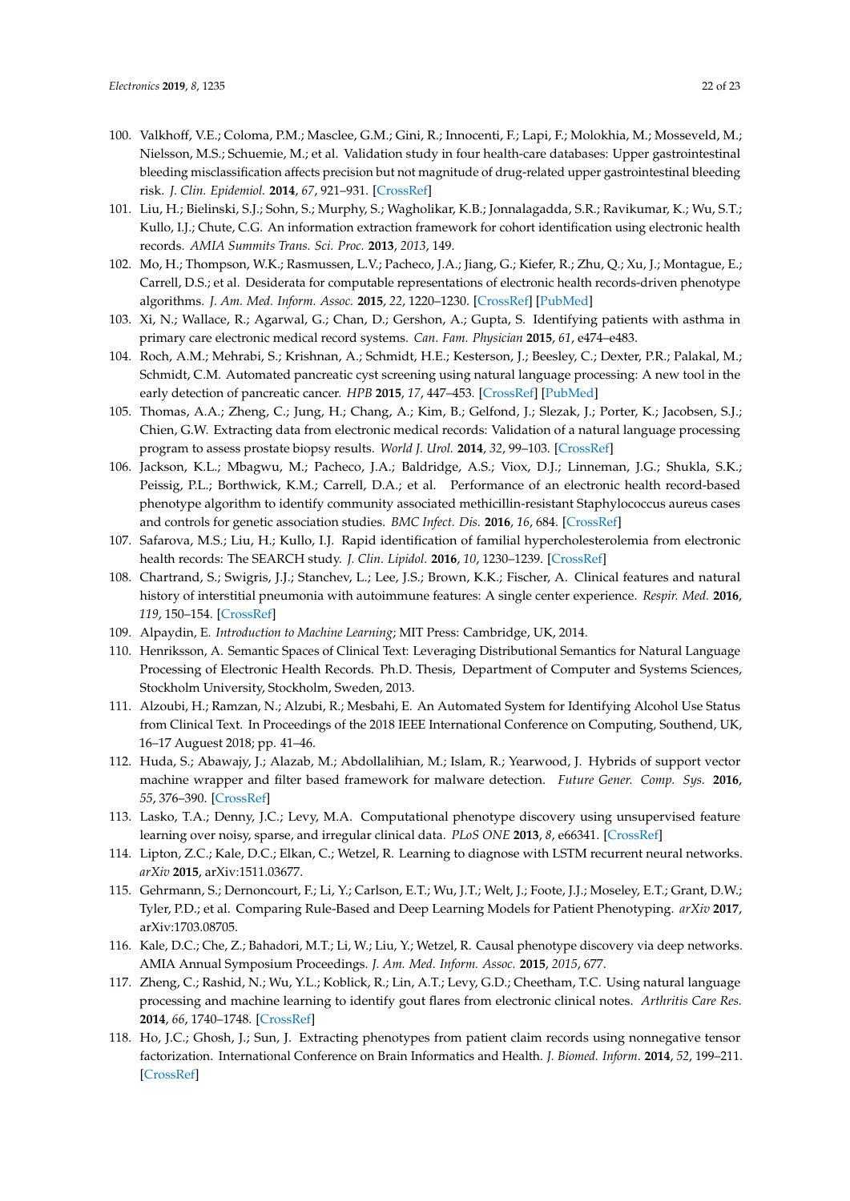100. Valkhoff, V.E.; Coloma, P.M.; Masclee, G.M.; Gini, R.; Innocenti, F.; Lapi, F.; Molokhia, M.; Mosseveld, M.; Nielsson, M.S.; Schuemie, M.; et al. Validation study in four health-care databases: Upper gastrointestinal bleeding misclassification affects precision but not magnitude of drug-related upper gastrointestinal bleeding risk. *J. Clin. Epidemiol.* **2014**, *67*, 921–931. [CrossRef]
101. Liu, H.; Bielinski, S.J.; Sohn, S.; Murphy, S.; Wagholikar, K.B.; Jonnalagadda, S.R.; Ravikumar, K.; Wu, S.T.; Kullo, I.J.; Chute, C.G. An information extraction framework for cohort identification using electronic health records. *AMIA Summits Trans. Sci. Proc.* **2013**, *2013*, 149.
102. Mo, H.; Thompson, W.K.; Rasmussen, L.V.; Pacheco, J.A.; Jiang, G.; Kiefer, R.; Zhu, Q.; Xu, J.; Montague, E.; Carrell, D.S.; et al. Desiderata for computable representations of electronic health records-driven phenotype algorithms. *J. Am. Med. Inform. Assoc.* **2015**, *22*, 1220–1230. [CrossRef] [PubMed]
103. Xi, N.; Wallace, R.; Agarwal, G.; Chan, D.; Gershon, A.; Gupta, S. Identifying patients with asthma in primary care electronic medical record systems. *Can. Fam. Physician* **2015**, *61*, e474–e483.
104. Roch, A.M.; Mehrabi, S.; Krishnan, A.; Schmidt, H.E.; Kesterson, J.; Beesley, C.; Dexter, P.R.; Palakal, M.; Schmidt, C.M. Automated pancreatic cyst screening using natural language processing: A new tool in the early detection of pancreatic cancer. *HPB* **2015**, *17*, 447–453. [CrossRef] [PubMed]
105. Thomas, A.A.; Zheng, C.; Jung, H.; Chang, A.; Kim, B.; Gelfond, J.; Slezak, J.; Porter, K.; Jacobsen, S.J.; Chien, G.W. Extracting data from electronic medical records: Validation of a natural language processing program to assess prostate biopsy results. *World J. Urol.* **2014**, *32*, 99–103. [CrossRef]
106. Jackson, K.L.; Mbagwu, M.; Pacheco, J.A.; Baldridge, A.S.; Viox, D.J.; Linneman, J.G.; Shukla, S.K.; Peissig, P.L.; Borthwick, K.M.; Carrell, D.A.; et al. Performance of an electronic health record-based phenotype algorithm to identify community associated methicillin-resistant Staphylococcus aureus cases and controls for genetic association studies. *BMC Infect. Dis.* **2016**, *16*, 684. [CrossRef]
107. Safarova, M.S.; Liu, H.; Kullo, I.J. Rapid identification of familial hypercholesterolemia from electronic health records: The SEARCH study. *J. Clin. Lipidol.* **2016**, *10*, 1230–1239. [CrossRef]
108. Chartrand, S.; Swigris, J.J.; Stanchev, L.; Lee, J.S.; Brown, K.K.; Fischer, A. Clinical features and natural history of interstitial pneumonia with autoimmune features: A single center experience. *Respir. Med.* **2016**, *119*, 150–154. [CrossRef]
109. Alpaydin, E. *Introduction to Machine Learning*; MIT Press: Cambridge, UK, 2014.
110. Henriksson, A. Semantic Spaces of Clinical Text: Leveraging Distributional Semantics for Natural Language Processing of Electronic Health Records. Ph.D. Thesis, Department of Computer and Systems Sciences, Stockholm University, Stockholm, Sweden, 2013.
111. Alzoubi, H.; Ramzan, N.; Alzubi, R.; Mesbahi, E. An Automated System for Identifying Alcohol Use Status from Clinical Text. In Proceedings of the 2018 IEEE International Conference on Computing, Southend, UK, 16–17 Auguest 2018; pp. 41–46.
112. Huda, S.; Abawajy, J.; Alazab, M.; Abdollalihian, M.; Islam, R.; Yearwood, J. Hybrids of support vector machine wrapper and filter based framework for malware detection. *Future Gener. Comp. Sys.* **2016**, *55*, 376–390. [CrossRef]
113. Lasko, T.A.; Denny, J.C.; Levy, M.A. Computational phenotype discovery using unsupervised feature learning over noisy, sparse, and irregular clinical data. *PLoS ONE* **2013**, *8*, e66341. [CrossRef]
114. Lipton, Z.C.; Kale, D.C.; Elkan, C.; Wetzel, R. Learning to diagnose with LSTM recurrent neural networks. *arXiv* **2015**, arXiv:1511.03677.
115. Gehrmann, S.; Dernoncourt, F.; Li, Y.; Carlson, E.T.; Wu, J.T.; Welt, J.; Foote, J.J.; Moseley, E.T.; Grant, D.W.; Tyler, P.D.; et al. Comparing Rule-Based and Deep Learning Models for Patient Phenotyping. *arXiv* **2017**, arXiv:1703.08705.
116. Kale, D.C.; Che, Z.; Bahadori, M.T.; Li, W.; Liu, Y.; Wetzel, R. Causal phenotype discovery via deep networks. AMIA Annual Symposium Proceedings. *J. Am. Med. Inform. Assoc.* **2015**, *2015*, 677.
117. Zheng, C.; Rashid, N.; Wu, Y.L.; Koblick, R.; Lin, A.T.; Levy, G.D.; Cheetham, T.C. Using natural language processing and machine learning to identify gout flares from electronic clinical notes. *Arthritis Care Res.* **2014**, *66*, 1740–1748. [CrossRef]
118. Ho, J.C.; Ghosh, J.; Sun, J. Extracting phenotypes from patient claim records using nonnegative tensor factorization. International Conference on Brain Informatics and Health. *J. Biomed. Inform.* **2014**, *52*, 199–211. [CrossRef]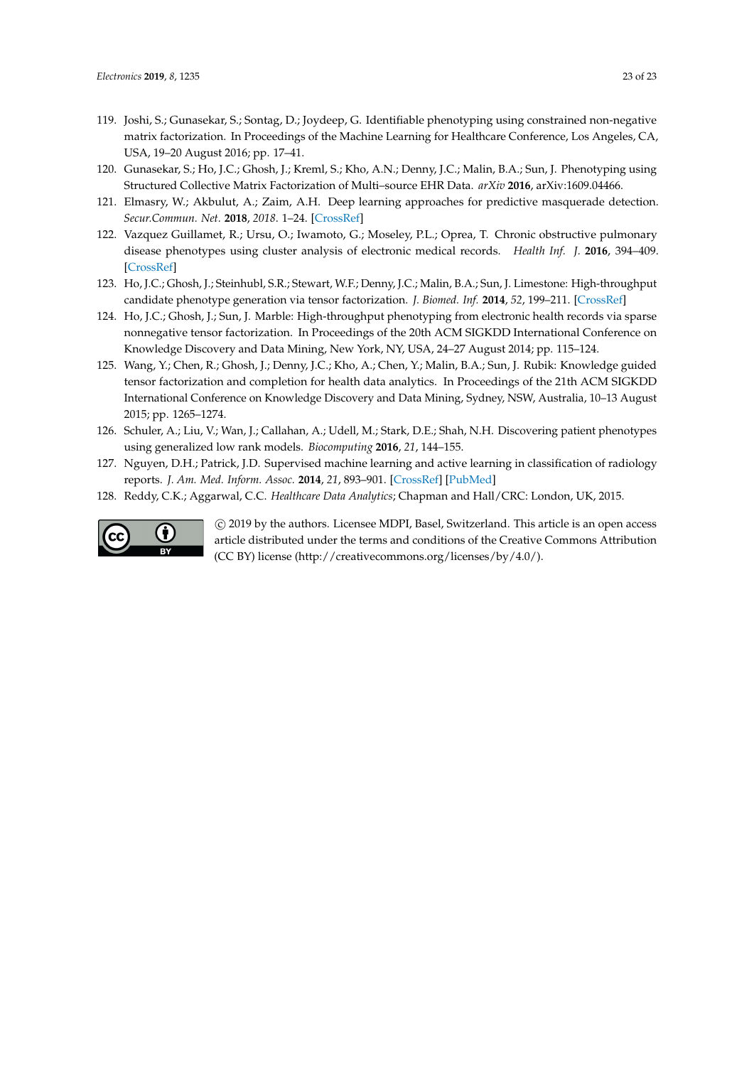119. Joshi, S.; Gunasekar, S.; Sontag, D.; Joydeep, G. Identifiable phenotyping using constrained non-negative matrix factorization. In Proceedings of the Machine Learning for Healthcare Conference, Los Angeles, CA, USA, 19–20 August 2016; pp. 17–41.
120. Gunasekar, S.; Ho, J.C.; Ghosh, J.; Kreml, S.; Kho, A.N.; Denny, J.C.; Malin, B.A.; Sun, J. Phenotyping using Structured Collective Matrix Factorization of Multi–source EHR Data. *arXiv* **2016**, arXiv:1609.04466.
121. Elmasry, W.; Akbulut, A.; Zaim, A.H. Deep learning approaches for predictive masquerade detection. *Secur.Commun. Net.* **2018**, *2018*. 1–24. [CrossRef]
122. Vazquez Guillamet, R.; Ursu, O.; Iwamoto, G.; Moseley, P.L.; Oprea, T. Chronic obstructive pulmonary disease phenotypes using cluster analysis of electronic medical records. *Health Inf. J.* **2016**, 394–409. [CrossRef]
123. Ho, J.C.; Ghosh, J.; Steinhubl, S.R.; Stewart, W.F.; Denny, J.C.; Malin, B.A.; Sun, J. Limestone: High-throughput candidate phenotype generation via tensor factorization. *J. Biomed. Inf.* **2014**, *52*, 199–211. [CrossRef]
124. Ho, J.C.; Ghosh, J.; Sun, J. Marble: High-throughput phenotyping from electronic health records via sparse nonnegative tensor factorization. In Proceedings of the 20th ACM SIGKDD International Conference on Knowledge Discovery and Data Mining, New York, NY, USA, 24–27 August 2014; pp. 115–124.
125. Wang, Y.; Chen, R.; Ghosh, J.; Denny, J.C.; Kho, A.; Chen, Y.; Malin, B.A.; Sun, J. Rubik: Knowledge guided tensor factorization and completion for health data analytics. In Proceedings of the 21th ACM SIGKDD International Conference on Knowledge Discovery and Data Mining, Sydney, NSW, Australia, 10–13 August 2015; pp. 1265–1274.
126. Schuler, A.; Liu, V.; Wan, J.; Callahan, A.; Udell, M.; Stark, D.E.; Shah, N.H. Discovering patient phenotypes using generalized low rank models. *Biocomputing* **2016**, *21*, 144–155.
127. Nguyen, D.H.; Patrick, J.D. Supervised machine learning and active learning in classification of radiology reports. *J. Am. Med. Inform. Assoc.* **2014**, *21*, 893–901. [CrossRef] [PubMed]
128. Reddy, C.K.; Aggarwal, C.C. *Healthcare Data Analytics*; Chapman and Hall/CRC: London, UK, 2015.

© 2019 by the authors. Licensee MDPI, Basel, Switzerland. This article is an open access article distributed under the terms and conditions of the Creative Commons Attribution (CC BY) license (http://creativecommons.org/licenses/by/4.0/).